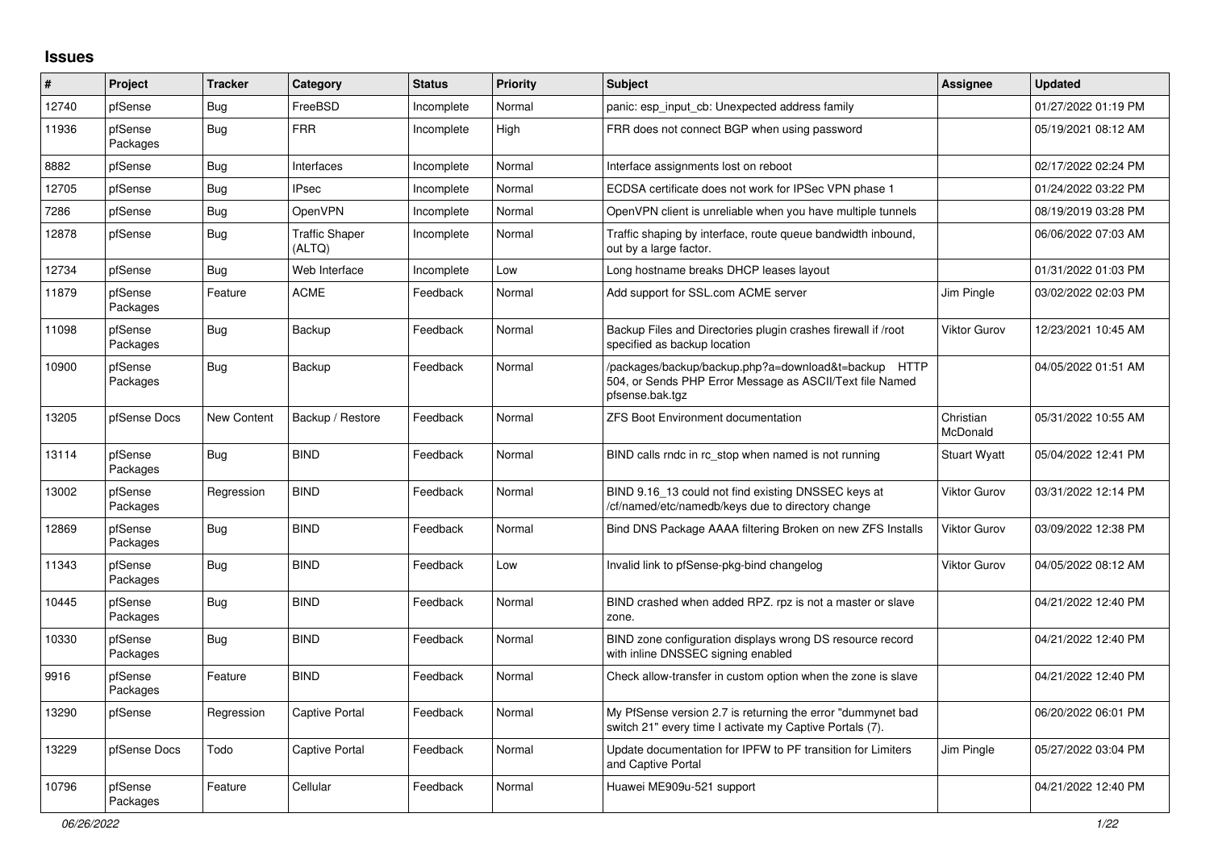## Issues

| # | Project | Tracker | Category | Status | Priority | Subject | Assignee | Updated |
|---|---|---|---|---|---|---|---|---|
| 12740 | pfSense | Bug | FreeBSD | Incomplete | Normal | panic: esp_input_cb: Unexpected address family | | 01/27/2022 01:19 PM |
| 11936 | pfSense Packages | Bug | FRR | Incomplete | High | FRR does not connect BGP when using password | | 05/19/2021 08:12 AM |
| 8882 | pfSense | Bug | Interfaces | Incomplete | Normal | Interface assignments lost on reboot | | 02/17/2022 02:24 PM |
| 12705 | pfSense | Bug | IPsec | Incomplete | Normal | ECDSA certificate does not work for IPSec VPN phase 1 | | 01/24/2022 03:22 PM |
| 7286 | pfSense | Bug | OpenVPN | Incomplete | Normal | OpenVPN client is unreliable when you have multiple tunnels | | 08/19/2019 03:28 PM |
| 12878 | pfSense | Bug | Traffic Shaper (ALTQ) | Incomplete | Normal | Traffic shaping by interface, route queue bandwidth inbound, out by a large factor. | | 06/06/2022 07:03 AM |
| 12734 | pfSense | Bug | Web Interface | Incomplete | Low | Long hostname breaks DHCP leases layout | | 01/31/2022 01:03 PM |
| 11879 | pfSense Packages | Feature | ACME | Feedback | Normal | Add support for SSL.com ACME server | Jim Pingle | 03/02/2022 02:03 PM |
| 11098 | pfSense Packages | Bug | Backup | Feedback | Normal | Backup Files and Directories plugin crashes firewall if /root specified as backup location | Viktor Gurov | 12/23/2021 10:45 AM |
| 10900 | pfSense Packages | Bug | Backup | Feedback | Normal | /packages/backup/backup.php?a=download&t=backup HTTP 504, or Sends PHP Error Message as ASCII/Text file Named pfsense.bak.tgz | | 04/05/2022 01:51 AM |
| 13205 | pfSense Docs | New Content | Backup / Restore | Feedback | Normal | ZFS Boot Environment documentation | Christian McDonald | 05/31/2022 10:55 AM |
| 13114 | pfSense Packages | Bug | BIND | Feedback | Normal | BIND calls rndc in rc_stop when named is not running | Stuart Wyatt | 05/04/2022 12:41 PM |
| 13002 | pfSense Packages | Regression | BIND | Feedback | Normal | BIND 9.16_13 could not find existing DNSSEC keys at /cf/named/etc/namedb/keys due to directory change | Viktor Gurov | 03/31/2022 12:14 PM |
| 12869 | pfSense Packages | Bug | BIND | Feedback | Normal | Bind DNS Package AAAA filtering Broken on new ZFS Installs | Viktor Gurov | 03/09/2022 12:38 PM |
| 11343 | pfSense Packages | Bug | BIND | Feedback | Low | Invalid link to pfSense-pkg-bind changelog | Viktor Gurov | 04/05/2022 08:12 AM |
| 10445 | pfSense Packages | Bug | BIND | Feedback | Normal | BIND crashed when added RPZ. rpz is not a master or slave zone. | | 04/21/2022 12:40 PM |
| 10330 | pfSense Packages | Bug | BIND | Feedback | Normal | BIND zone configuration displays wrong DS resource record with inline DNSSEC signing enabled | | 04/21/2022 12:40 PM |
| 9916 | pfSense Packages | Feature | BIND | Feedback | Normal | Check allow-transfer in custom option when the zone is slave | | 04/21/2022 12:40 PM |
| 13290 | pfSense | Regression | Captive Portal | Feedback | Normal | My PfSense version 2.7 is returning the error "dummynet bad switch 21" every time I activate my Captive Portals (7). | | 06/20/2022 06:01 PM |
| 13229 | pfSense Docs | Todo | Captive Portal | Feedback | Normal | Update documentation for IPFW to PF transition for Limiters and Captive Portal | Jim Pingle | 05/27/2022 03:04 PM |
| 10796 | pfSense Packages | Feature | Cellular | Feedback | Normal | Huawei ME909u-521 support | | 04/21/2022 12:40 PM |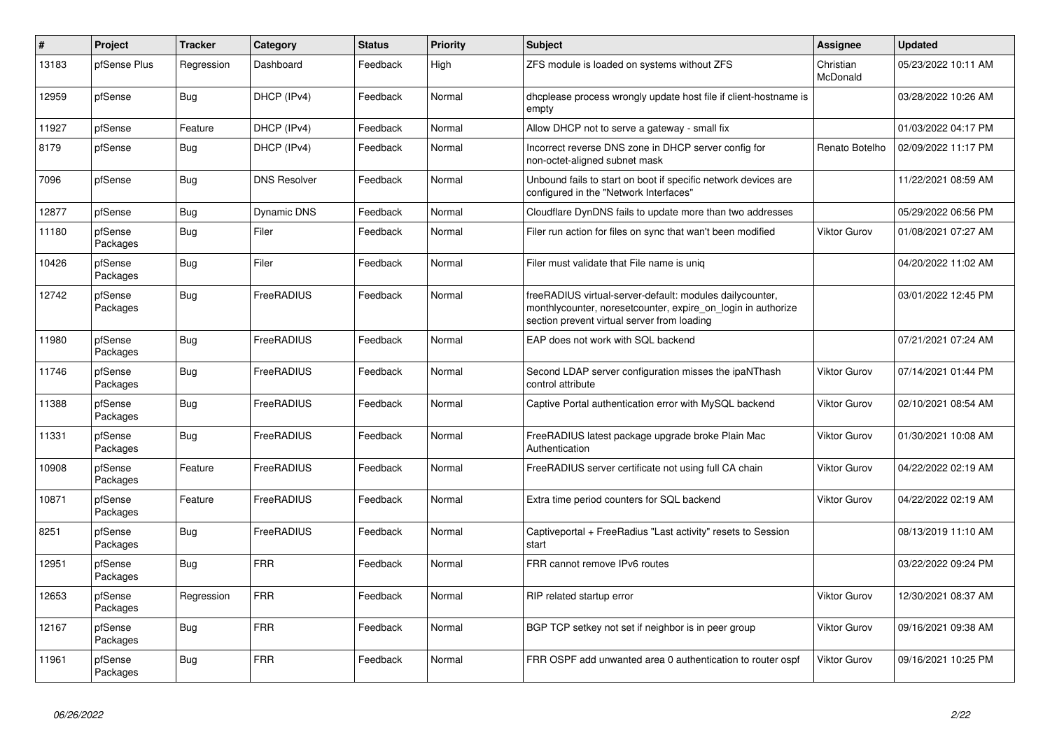| # | Project | Tracker | Category | Status | Priority | Subject | Assignee | Updated |
|---|---|---|---|---|---|---|---|---|
| 13183 | pfSense Plus | Regression | Dashboard | Feedback | High | ZFS module is loaded on systems without ZFS | Christian McDonald | 05/23/2022 10:11 AM |
| 12959 | pfSense | Bug | DHCP (IPv4) | Feedback | Normal | dhcplease process wrongly update host file if client-hostname is empty | | 03/28/2022 10:26 AM |
| 11927 | pfSense | Feature | DHCP (IPv4) | Feedback | Normal | Allow DHCP not to serve a gateway - small fix | | 01/03/2022 04:17 PM |
| 8179 | pfSense | Bug | DHCP (IPv4) | Feedback | Normal | Incorrect reverse DNS zone in DHCP server config for non-octet-aligned subnet mask | Renato Botelho | 02/09/2022 11:17 PM |
| 7096 | pfSense | Bug | DNS Resolver | Feedback | Normal | Unbound fails to start on boot if specific network devices are configured in the "Network Interfaces" | | 11/22/2021 08:59 AM |
| 12877 | pfSense | Bug | Dynamic DNS | Feedback | Normal | Cloudflare DynDNS fails to update more than two addresses | | 05/29/2022 06:56 PM |
| 11180 | pfSense Packages | Bug | Filer | Feedback | Normal | Filer run action for files on sync that wan't been modified | Viktor Gurov | 01/08/2021 07:27 AM |
| 10426 | pfSense Packages | Bug | Filer | Feedback | Normal | Filer must validate that File name is uniq | | 04/20/2022 11:02 AM |
| 12742 | pfSense Packages | Bug | FreeRADIUS | Feedback | Normal | freeRADIUS virtual-server-default: modules dailycounter, monthlycounter, noresetcounter, expire_on_login in authorize section prevent virtual server from loading | | 03/01/2022 12:45 PM |
| 11980 | pfSense Packages | Bug | FreeRADIUS | Feedback | Normal | EAP does not work with SQL backend | | 07/21/2021 07:24 AM |
| 11746 | pfSense Packages | Bug | FreeRADIUS | Feedback | Normal | Second LDAP server configuration misses the ipaNThash control attribute | Viktor Gurov | 07/14/2021 01:44 PM |
| 11388 | pfSense Packages | Bug | FreeRADIUS | Feedback | Normal | Captive Portal authentication error with MySQL backend | Viktor Gurov | 02/10/2021 08:54 AM |
| 11331 | pfSense Packages | Bug | FreeRADIUS | Feedback | Normal | FreeRADIUS latest package upgrade broke Plain Mac Authentication | Viktor Gurov | 01/30/2021 10:08 AM |
| 10908 | pfSense Packages | Feature | FreeRADIUS | Feedback | Normal | FreeRADIUS server certificate not using full CA chain | Viktor Gurov | 04/22/2022 02:19 AM |
| 10871 | pfSense Packages | Feature | FreeRADIUS | Feedback | Normal | Extra time period counters for SQL backend | Viktor Gurov | 04/22/2022 02:19 AM |
| 8251 | pfSense Packages | Bug | FreeRADIUS | Feedback | Normal | Captiveportal + FreeRadius "Last activity" resets to Session start | | 08/13/2019 11:10 AM |
| 12951 | pfSense Packages | Bug | FRR | Feedback | Normal | FRR cannot remove IPv6 routes | | 03/22/2022 09:24 PM |
| 12653 | pfSense Packages | Regression | FRR | Feedback | Normal | RIP related startup error | Viktor Gurov | 12/30/2021 08:37 AM |
| 12167 | pfSense Packages | Bug | FRR | Feedback | Normal | BGP TCP setkey not set if neighbor is in peer group | Viktor Gurov | 09/16/2021 09:38 AM |
| 11961 | pfSense Packages | Bug | FRR | Feedback | Normal | FRR OSPF add unwanted area 0 authentication to router ospf | Viktor Gurov | 09/16/2021 10:25 PM |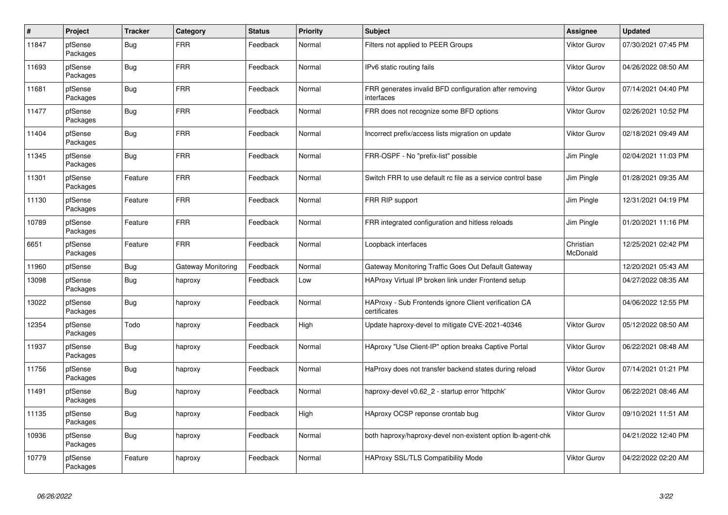| # | Project | Tracker | Category | Status | Priority | Subject | Assignee | Updated |
|---|---|---|---|---|---|---|---|---|
| 11847 | pfSense Packages | Bug | FRR | Feedback | Normal | Filters not applied to PEER Groups | Viktor Gurov | 07/30/2021 07:45 PM |
| 11693 | pfSense Packages | Bug | FRR | Feedback | Normal | IPv6 static routing fails | Viktor Gurov | 04/26/2022 08:50 AM |
| 11681 | pfSense Packages | Bug | FRR | Feedback | Normal | FRR generates invalid BFD configuration after removing interfaces | Viktor Gurov | 07/14/2021 04:40 PM |
| 11477 | pfSense Packages | Bug | FRR | Feedback | Normal | FRR does not recognize some BFD options | Viktor Gurov | 02/26/2021 10:52 PM |
| 11404 | pfSense Packages | Bug | FRR | Feedback | Normal | Incorrect prefix/access lists migration on update | Viktor Gurov | 02/18/2021 09:49 AM |
| 11345 | pfSense Packages | Bug | FRR | Feedback | Normal | FRR-OSPF - No "prefix-list" possible | Jim Pingle | 02/04/2021 11:03 PM |
| 11301 | pfSense Packages | Feature | FRR | Feedback | Normal | Switch FRR to use default rc file as a service control base | Jim Pingle | 01/28/2021 09:35 AM |
| 11130 | pfSense Packages | Feature | FRR | Feedback | Normal | FRR RIP support | Jim Pingle | 12/31/2021 04:19 PM |
| 10789 | pfSense Packages | Feature | FRR | Feedback | Normal | FRR integrated configuration and hitless reloads | Jim Pingle | 01/20/2021 11:16 PM |
| 6651 | pfSense Packages | Feature | FRR | Feedback | Normal | Loopback interfaces | Christian McDonald | 12/25/2021 02:42 PM |
| 11960 | pfSense | Bug | Gateway Monitoring | Feedback | Normal | Gateway Monitoring Traffic Goes Out Default Gateway | | 12/20/2021 05:43 AM |
| 13098 | pfSense Packages | Bug | haproxy | Feedback | Low | HAProxy Virtual IP broken link under Frontend setup | | 04/27/2022 08:35 AM |
| 13022 | pfSense Packages | Bug | haproxy | Feedback | Normal | HAProxy - Sub Frontends ignore Client verification CA certificates | | 04/06/2022 12:55 PM |
| 12354 | pfSense Packages | Todo | haproxy | Feedback | High | Update haproxy-devel to mitigate CVE-2021-40346 | Viktor Gurov | 05/12/2022 08:50 AM |
| 11937 | pfSense Packages | Bug | haproxy | Feedback | Normal | HAproxy "Use Client-IP" option breaks Captive Portal | Viktor Gurov | 06/22/2021 08:48 AM |
| 11756 | pfSense Packages | Bug | haproxy | Feedback | Normal | HaProxy does not transfer backend states during reload | Viktor Gurov | 07/14/2021 01:21 PM |
| 11491 | pfSense Packages | Bug | haproxy | Feedback | Normal | haproxy-devel v0.62_2 - startup error 'httpchk' | Viktor Gurov | 06/22/2021 08:46 AM |
| 11135 | pfSense Packages | Bug | haproxy | Feedback | High | HAproxy OCSP reponse crontab bug | Viktor Gurov | 09/10/2021 11:51 AM |
| 10936 | pfSense Packages | Bug | haproxy | Feedback | Normal | both haproxy/haproxy-devel non-existent option lb-agent-chk | | 04/21/2022 12:40 PM |
| 10779 | pfSense Packages | Feature | haproxy | Feedback | Normal | HAProxy SSL/TLS Compatibility Mode | Viktor Gurov | 04/22/2022 02:20 AM |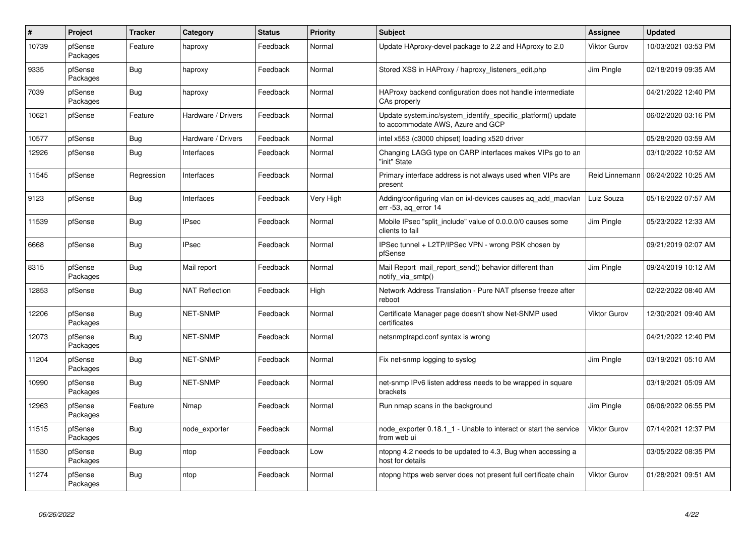| # | Project | Tracker | Category | Status | Priority | Subject | Assignee | Updated |
|---|---|---|---|---|---|---|---|---|
| 10739 | pfSense Packages | Feature | haproxy | Feedback | Normal | Update HAproxy-devel package to 2.2 and HAproxy to 2.0 | Viktor Gurov | 10/03/2021 03:53 PM |
| 9335 | pfSense Packages | Bug | haproxy | Feedback | Normal | Stored XSS in HAProxy / haproxy_listeners_edit.php | Jim Pingle | 02/18/2019 09:35 AM |
| 7039 | pfSense Packages | Bug | haproxy | Feedback | Normal | HAProxy backend configuration does not handle intermediate CAs properly | | 04/21/2022 12:40 PM |
| 10621 | pfSense | Feature | Hardware / Drivers | Feedback | Normal | Update system.inc/system_identify_specific_platform() update to accommodate AWS, Azure and GCP | | 06/02/2020 03:16 PM |
| 10577 | pfSense | Bug | Hardware / Drivers | Feedback | Normal | intel x553 (c3000 chipset) loading x520 driver | | 05/28/2020 03:59 AM |
| 12926 | pfSense | Bug | Interfaces | Feedback | Normal | Changing LAGG type on CARP interfaces makes VIPs go to an "init" State | | 03/10/2022 10:52 AM |
| 11545 | pfSense | Regression | Interfaces | Feedback | Normal | Primary interface address is not always used when VIPs are present | Reid Linnemann | 06/24/2022 10:25 AM |
| 9123 | pfSense | Bug | Interfaces | Feedback | Very High | Adding/configuring vlan on ixl-devices causes aq_add_macvlan err -53, aq_error 14 | Luiz Souza | 05/16/2022 07:57 AM |
| 11539 | pfSense | Bug | IPsec | Feedback | Normal | Mobile IPsec "split_include" value of 0.0.0.0/0 causes some clients to fail | Jim Pingle | 05/23/2022 12:33 AM |
| 6668 | pfSense | Bug | IPsec | Feedback | Normal | IPSec tunnel + L2TP/IPSec VPN - wrong PSK chosen by pfSense | | 09/21/2019 02:07 AM |
| 8315 | pfSense Packages | Bug | Mail report | Feedback | Normal | Mail Report mail_report_send() behavior different than notify_via_smtp() | Jim Pingle | 09/24/2019 10:12 AM |
| 12853 | pfSense | Bug | NAT Reflection | Feedback | High | Network Address Translation - Pure NAT pfsense freeze after reboot | | 02/22/2022 08:40 AM |
| 12206 | pfSense Packages | Bug | NET-SNMP | Feedback | Normal | Certificate Manager page doesn't show Net-SNMP used certificates | Viktor Gurov | 12/30/2021 09:40 AM |
| 12073 | pfSense Packages | Bug | NET-SNMP | Feedback | Normal | netsnmptrapd.conf syntax is wrong | | 04/21/2022 12:40 PM |
| 11204 | pfSense Packages | Bug | NET-SNMP | Feedback | Normal | Fix net-snmp logging to syslog | Jim Pingle | 03/19/2021 05:10 AM |
| 10990 | pfSense Packages | Bug | NET-SNMP | Feedback | Normal | net-snmp IPv6 listen address needs to be wrapped in square brackets | | 03/19/2021 05:09 AM |
| 12963 | pfSense Packages | Feature | Nmap | Feedback | Normal | Run nmap scans in the background | Jim Pingle | 06/06/2022 06:55 PM |
| 11515 | pfSense Packages | Bug | node_exporter | Feedback | Normal | node_exporter 0.18.1_1 - Unable to interact or start the service from web ui | Viktor Gurov | 07/14/2021 12:37 PM |
| 11530 | pfSense Packages | Bug | ntop | Feedback | Low | ntopng 4.2 needs to be updated to 4.3, Bug when accessing a host for details | | 03/05/2022 08:35 PM |
| 11274 | pfSense Packages | Bug | ntop | Feedback | Normal | ntopng https web server does not present full certificate chain | Viktor Gurov | 01/28/2021 09:51 AM |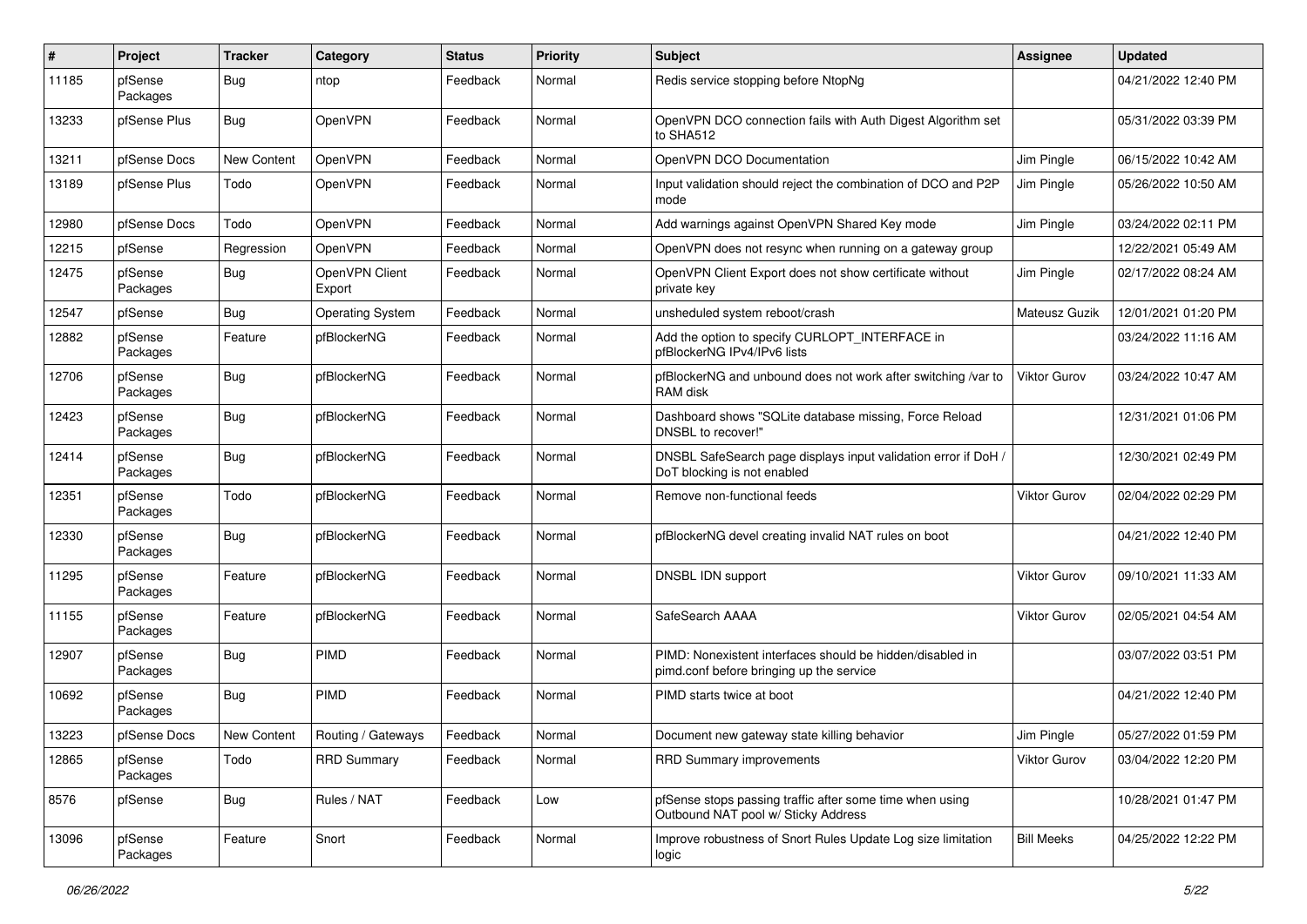| # | Project | Tracker | Category | Status | Priority | Subject | Assignee | Updated |
|---|---|---|---|---|---|---|---|---|
| 11185 | pfSense Packages | Bug | ntop | Feedback | Normal | Redis service stopping before NtopNg | | 04/21/2022 12:40 PM |
| 13233 | pfSense Plus | Bug | OpenVPN | Feedback | Normal | OpenVPN DCO connection fails with Auth Digest Algorithm set to SHA512 | | 05/31/2022 03:39 PM |
| 13211 | pfSense Docs | New Content | OpenVPN | Feedback | Normal | OpenVPN DCO Documentation | Jim Pingle | 06/15/2022 10:42 AM |
| 13189 | pfSense Plus | Todo | OpenVPN | Feedback | Normal | Input validation should reject the combination of DCO and P2P mode | Jim Pingle | 05/26/2022 10:50 AM |
| 12980 | pfSense Docs | Todo | OpenVPN | Feedback | Normal | Add warnings against OpenVPN Shared Key mode | Jim Pingle | 03/24/2022 02:11 PM |
| 12215 | pfSense | Regression | OpenVPN | Feedback | Normal | OpenVPN does not resync when running on a gateway group | | 12/22/2021 05:49 AM |
| 12475 | pfSense Packages | Bug | OpenVPN Client Export | Feedback | Normal | OpenVPN Client Export does not show certificate without private key | Jim Pingle | 02/17/2022 08:24 AM |
| 12547 | pfSense | Bug | Operating System | Feedback | Normal | unsheduled system reboot/crash | Mateusz Guzik | 12/01/2021 01:20 PM |
| 12882 | pfSense Packages | Feature | pfBlockerNG | Feedback | Normal | Add the option to specify CURLOPT_INTERFACE in pfBlockerNG IPv4/IPv6 lists | | 03/24/2022 11:16 AM |
| 12706 | pfSense Packages | Bug | pfBlockerNG | Feedback | Normal | pfBlockerNG and unbound does not work after switching /var to RAM disk | Viktor Gurov | 03/24/2022 10:47 AM |
| 12423 | pfSense Packages | Bug | pfBlockerNG | Feedback | Normal | Dashboard shows "SQLite database missing, Force Reload DNSBL to recover!" | | 12/31/2021 01:06 PM |
| 12414 | pfSense Packages | Bug | pfBlockerNG | Feedback | Normal | DNSBL SafeSearch page displays input validation error if DoH / DoT blocking is not enabled | | 12/30/2021 02:49 PM |
| 12351 | pfSense Packages | Todo | pfBlockerNG | Feedback | Normal | Remove non-functional feeds | Viktor Gurov | 02/04/2022 02:29 PM |
| 12330 | pfSense Packages | Bug | pfBlockerNG | Feedback | Normal | pfBlockerNG devel creating invalid NAT rules on boot | | 04/21/2022 12:40 PM |
| 11295 | pfSense Packages | Feature | pfBlockerNG | Feedback | Normal | DNSBL IDN support | Viktor Gurov | 09/10/2021 11:33 AM |
| 11155 | pfSense Packages | Feature | pfBlockerNG | Feedback | Normal | SafeSearch AAAA | Viktor Gurov | 02/05/2021 04:54 AM |
| 12907 | pfSense Packages | Bug | PIMD | Feedback | Normal | PIMD: Nonexistent interfaces should be hidden/disabled in pimd.conf before bringing up the service | | 03/07/2022 03:51 PM |
| 10692 | pfSense Packages | Bug | PIMD | Feedback | Normal | PIMD starts twice at boot | | 04/21/2022 12:40 PM |
| 13223 | pfSense Docs | New Content | Routing / Gateways | Feedback | Normal | Document new gateway state killing behavior | Jim Pingle | 05/27/2022 01:59 PM |
| 12865 | pfSense Packages | Todo | RRD Summary | Feedback | Normal | RRD Summary improvements | Viktor Gurov | 03/04/2022 12:20 PM |
| 8576 | pfSense | Bug | Rules / NAT | Feedback | Low | pfSense stops passing traffic after some time when using Outbound NAT pool w/ Sticky Address | | 10/28/2021 01:47 PM |
| 13096 | pfSense Packages | Feature | Snort | Feedback | Normal | Improve robustness of Snort Rules Update Log size limitation logic | Bill Meeks | 04/25/2022 12:22 PM |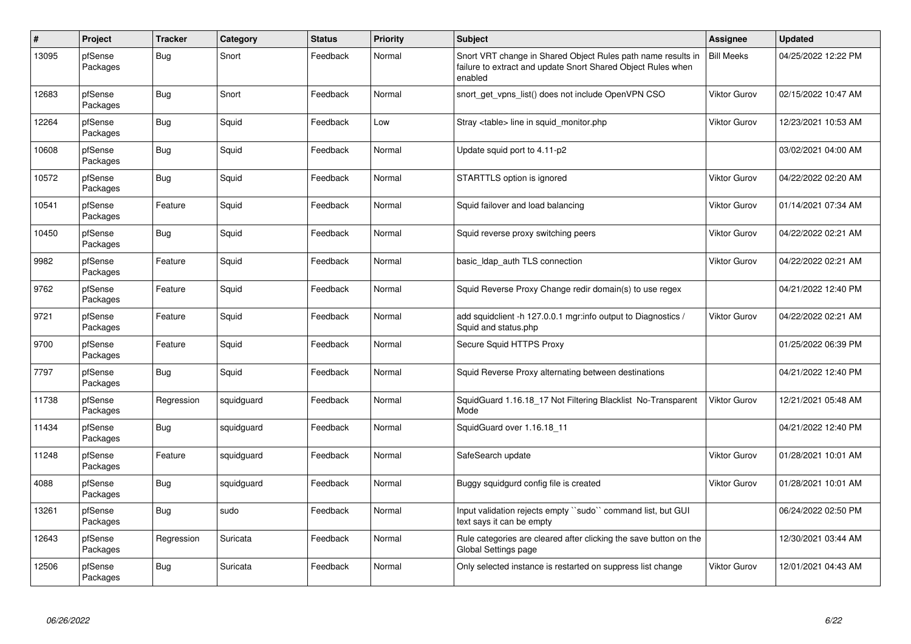| # | Project | Tracker | Category | Status | Priority | Subject | Assignee | Updated |
|---|---|---|---|---|---|---|---|---|
| 13095 | pfSense Packages | Bug | Snort | Feedback | Normal | Snort VRT change in Shared Object Rules path name results in failure to extract and update Snort Shared Object Rules when enabled | Bill Meeks | 04/25/2022 12:22 PM |
| 12683 | pfSense Packages | Bug | Snort | Feedback | Normal | snort_get_vpns_list() does not include OpenVPN CSO | Viktor Gurov | 02/15/2022 10:47 AM |
| 12264 | pfSense Packages | Bug | Squid | Feedback | Low | Stray <table> line in squid_monitor.php | Viktor Gurov | 12/23/2021 10:53 AM |
| 10608 | pfSense Packages | Bug | Squid | Feedback | Normal | Update squid port to 4.11-p2 | | 03/02/2021 04:00 AM |
| 10572 | pfSense Packages | Bug | Squid | Feedback | Normal | STARTTLS option is ignored | Viktor Gurov | 04/22/2022 02:20 AM |
| 10541 | pfSense Packages | Feature | Squid | Feedback | Normal | Squid failover and load balancing | Viktor Gurov | 01/14/2021 07:34 AM |
| 10450 | pfSense Packages | Bug | Squid | Feedback | Normal | Squid reverse proxy switching peers | Viktor Gurov | 04/22/2022 02:21 AM |
| 9982 | pfSense Packages | Feature | Squid | Feedback | Normal | basic_ldap_auth TLS connection | Viktor Gurov | 04/22/2022 02:21 AM |
| 9762 | pfSense Packages | Feature | Squid | Feedback | Normal | Squid Reverse Proxy Change redir domain(s) to use regex | | 04/21/2022 12:40 PM |
| 9721 | pfSense Packages | Feature | Squid | Feedback | Normal | add squidclient -h 127.0.0.1 mgr:info output to Diagnostics / Squid and status.php | Viktor Gurov | 04/22/2022 02:21 AM |
| 9700 | pfSense Packages | Feature | Squid | Feedback | Normal | Secure Squid HTTPS Proxy | | 01/25/2022 06:39 PM |
| 7797 | pfSense Packages | Bug | Squid | Feedback | Normal | Squid Reverse Proxy alternating between destinations | | 04/21/2022 12:40 PM |
| 11738 | pfSense Packages | Regression | squidguard | Feedback | Normal | SquidGuard 1.16.18_17 Not Filtering Blacklist No-Transparent Mode | Viktor Gurov | 12/21/2021 05:48 AM |
| 11434 | pfSense Packages | Bug | squidguard | Feedback | Normal | SquidGuard over 1.16.18_11 | | 04/21/2022 12:40 PM |
| 11248 | pfSense Packages | Feature | squidguard | Feedback | Normal | SafeSearch update | Viktor Gurov | 01/28/2021 10:01 AM |
| 4088 | pfSense Packages | Bug | squidguard | Feedback | Normal | Buggy squidgurd config file is created | Viktor Gurov | 01/28/2021 10:01 AM |
| 13261 | pfSense Packages | Bug | sudo | Feedback | Normal | Input validation rejects empty ``sudo`` command list, but GUI text says it can be empty | | 06/24/2022 02:50 PM |
| 12643 | pfSense Packages | Regression | Suricata | Feedback | Normal | Rule categories are cleared after clicking the save button on the Global Settings page | | 12/30/2021 03:44 AM |
| 12506 | pfSense Packages | Bug | Suricata | Feedback | Normal | Only selected instance is restarted on suppress list change | Viktor Gurov | 12/01/2021 04:43 AM |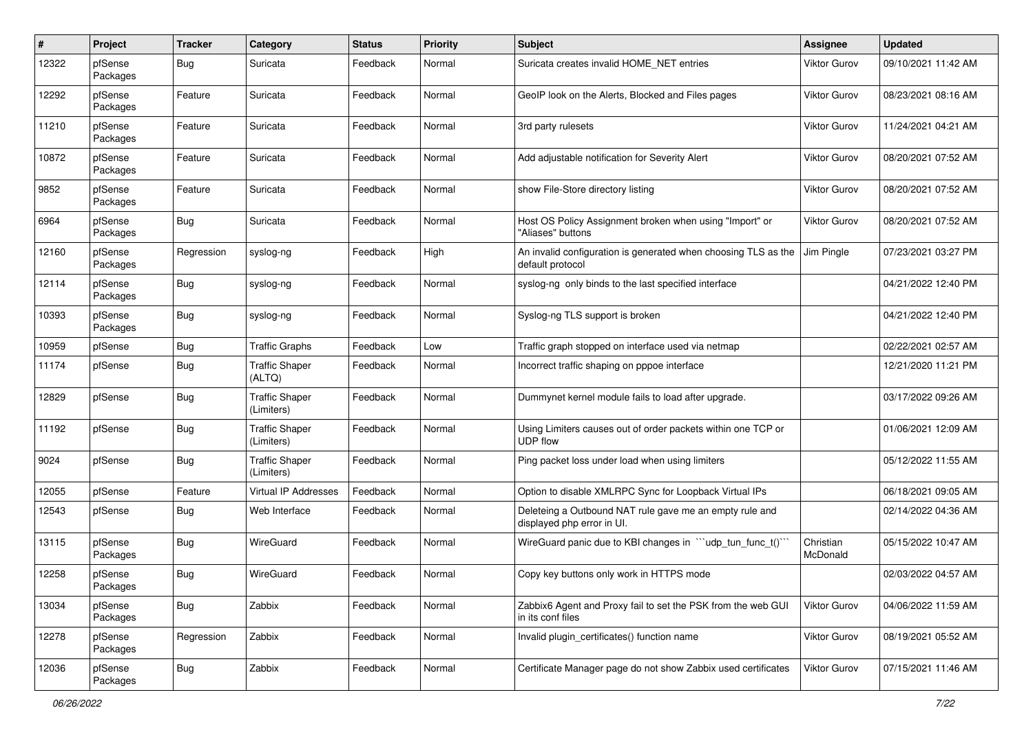| # | Project | Tracker | Category | Status | Priority | Subject | Assignee | Updated |
|---|---|---|---|---|---|---|---|---|
| 12322 | pfSense Packages | Bug | Suricata | Feedback | Normal | Suricata creates invalid HOME_NET entries | Viktor Gurov | 09/10/2021 11:42 AM |
| 12292 | pfSense Packages | Feature | Suricata | Feedback | Normal | GeoIP look on the Alerts, Blocked and Files pages | Viktor Gurov | 08/23/2021 08:16 AM |
| 11210 | pfSense Packages | Feature | Suricata | Feedback | Normal | 3rd party rulesets | Viktor Gurov | 11/24/2021 04:21 AM |
| 10872 | pfSense Packages | Feature | Suricata | Feedback | Normal | Add adjustable notification for Severity Alert | Viktor Gurov | 08/20/2021 07:52 AM |
| 9852 | pfSense Packages | Feature | Suricata | Feedback | Normal | show File-Store directory listing | Viktor Gurov | 08/20/2021 07:52 AM |
| 6964 | pfSense Packages | Bug | Suricata | Feedback | Normal | Host OS Policy Assignment broken when using "Import" or "Aliases" buttons | Viktor Gurov | 08/20/2021 07:52 AM |
| 12160 | pfSense Packages | Regression | syslog-ng | Feedback | High | An invalid configuration is generated when choosing TLS as the default protocol | Jim Pingle | 07/23/2021 03:27 PM |
| 12114 | pfSense Packages | Bug | syslog-ng | Feedback | Normal | syslog-ng only binds to the last specified interface | | 04/21/2022 12:40 PM |
| 10393 | pfSense Packages | Bug | syslog-ng | Feedback | Normal | Syslog-ng TLS support is broken | | 04/21/2022 12:40 PM |
| 10959 | pfSense | Bug | Traffic Graphs | Feedback | Low | Traffic graph stopped on interface used via netmap | | 02/22/2021 02:57 AM |
| 11174 | pfSense | Bug | Traffic Shaper (ALTQ) | Feedback | Normal | Incorrect traffic shaping on pppoe interface | | 12/21/2020 11:21 PM |
| 12829 | pfSense | Bug | Traffic Shaper (Limiters) | Feedback | Normal | Dummynet kernel module fails to load after upgrade. | | 03/17/2022 09:26 AM |
| 11192 | pfSense | Bug | Traffic Shaper (Limiters) | Feedback | Normal | Using Limiters causes out of order packets within one TCP or UDP flow | | 01/06/2021 12:09 AM |
| 9024 | pfSense | Bug | Traffic Shaper (Limiters) | Feedback | Normal | Ping packet loss under load when using limiters | | 05/12/2022 11:55 AM |
| 12055 | pfSense | Feature | Virtual IP Addresses | Feedback | Normal | Option to disable XMLRPC Sync for Loopback Virtual IPs | | 06/18/2021 09:05 AM |
| 12543 | pfSense | Bug | Web Interface | Feedback | Normal | Deleteing a Outbound NAT rule gave me an empty rule and displayed php error in UI. | | 02/14/2022 04:36 AM |
| 13115 | pfSense Packages | Bug | WireGuard | Feedback | Normal | WireGuard panic due to KBI changes in ```udp_tun_func_t()``` | Christian McDonald | 05/15/2022 10:47 AM |
| 12258 | pfSense Packages | Bug | WireGuard | Feedback | Normal | Copy key buttons only work in HTTPS mode | | 02/03/2022 04:57 AM |
| 13034 | pfSense Packages | Bug | Zabbix | Feedback | Normal | Zabbix6 Agent and Proxy fail to set the PSK from the web GUI in its conf files | Viktor Gurov | 04/06/2022 11:59 AM |
| 12278 | pfSense Packages | Regression | Zabbix | Feedback | Normal | Invalid plugin_certificates() function name | Viktor Gurov | 08/19/2021 05:52 AM |
| 12036 | pfSense Packages | Bug | Zabbix | Feedback | Normal | Certificate Manager page do not show Zabbix used certificates | Viktor Gurov | 07/15/2021 11:46 AM |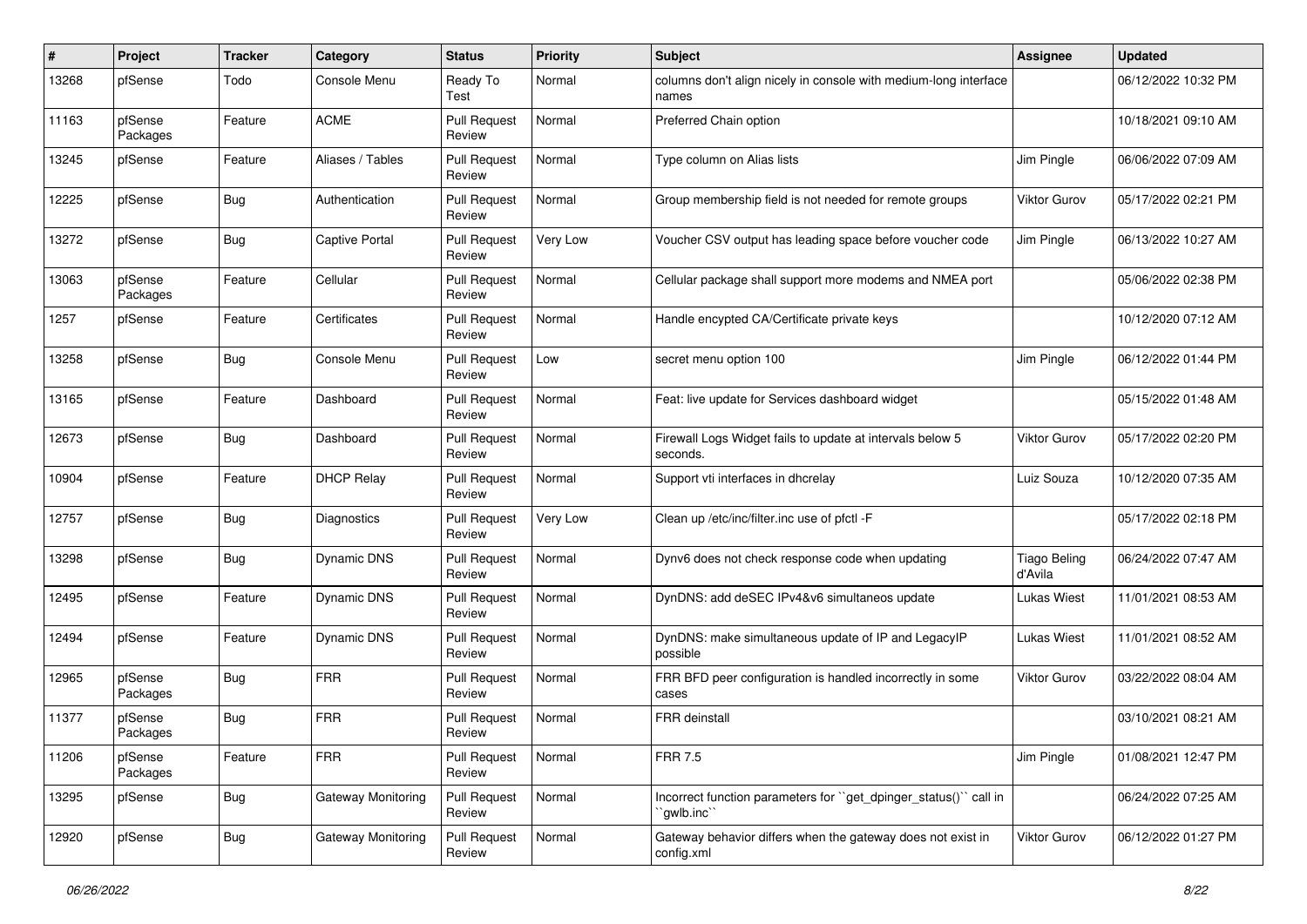| # | Project | Tracker | Category | Status | Priority | Subject | Assignee | Updated |
|---|---|---|---|---|---|---|---|---|
| 13268 | pfSense | Todo | Console Menu | Ready To Test | Normal | columns don't align nicely in console with medium-long interface names | | 06/12/2022 10:32 PM |
| 11163 | pfSense Packages | Feature | ACME | Pull Request Review | Normal | Preferred Chain option | | 10/18/2021 09:10 AM |
| 13245 | pfSense | Feature | Aliases / Tables | Pull Request Review | Normal | Type column on Alias lists | Jim Pingle | 06/06/2022 07:09 AM |
| 12225 | pfSense | Bug | Authentication | Pull Request Review | Normal | Group membership field is not needed for remote groups | Viktor Gurov | 05/17/2022 02:21 PM |
| 13272 | pfSense | Bug | Captive Portal | Pull Request Review | Very Low | Voucher CSV output has leading space before voucher code | Jim Pingle | 06/13/2022 10:27 AM |
| 13063 | pfSense Packages | Feature | Cellular | Pull Request Review | Normal | Cellular package shall support more modems and NMEA port | | 05/06/2022 02:38 PM |
| 1257 | pfSense | Feature | Certificates | Pull Request Review | Normal | Handle encypted CA/Certificate private keys | | 10/12/2020 07:12 AM |
| 13258 | pfSense | Bug | Console Menu | Pull Request Review | Low | secret menu option 100 | Jim Pingle | 06/12/2022 01:44 PM |
| 13165 | pfSense | Feature | Dashboard | Pull Request Review | Normal | Feat: live update for Services dashboard widget | | 05/15/2022 01:48 AM |
| 12673 | pfSense | Bug | Dashboard | Pull Request Review | Normal | Firewall Logs Widget fails to update at intervals below 5 seconds. | Viktor Gurov | 05/17/2022 02:20 PM |
| 10904 | pfSense | Feature | DHCP Relay | Pull Request Review | Normal | Support vti interfaces in dhcrelay | Luiz Souza | 10/12/2020 07:35 AM |
| 12757 | pfSense | Bug | Diagnostics | Pull Request Review | Very Low | Clean up /etc/inc/filter.inc use of pfctl -F | | 05/17/2022 02:18 PM |
| 13298 | pfSense | Bug | Dynamic DNS | Pull Request Review | Normal | Dynv6 does not check response code when updating | Tiago Beling d'Avila | 06/24/2022 07:47 AM |
| 12495 | pfSense | Feature | Dynamic DNS | Pull Request Review | Normal | DynDNS: add deSEC IPv4&v6 simultaneos update | Lukas Wiest | 11/01/2021 08:53 AM |
| 12494 | pfSense | Feature | Dynamic DNS | Pull Request Review | Normal | DynDNS: make simultaneous update of IP and LegacyIP possible | Lukas Wiest | 11/01/2021 08:52 AM |
| 12965 | pfSense Packages | Bug | FRR | Pull Request Review | Normal | FRR BFD peer configuration is handled incorrectly in some cases | Viktor Gurov | 03/22/2022 08:04 AM |
| 11377 | pfSense Packages | Bug | FRR | Pull Request Review | Normal | FRR deinstall | | 03/10/2021 08:21 AM |
| 11206 | pfSense Packages | Feature | FRR | Pull Request Review | Normal | FRR 7.5 | Jim Pingle | 01/08/2021 12:47 PM |
| 13295 | pfSense | Bug | Gateway Monitoring | Pull Request Review | Normal | Incorrect function parameters for ``get_dpinger_status()`` call in ``gwlb.inc`` | | 06/24/2022 07:25 AM |
| 12920 | pfSense | Bug | Gateway Monitoring | Pull Request Review | Normal | Gateway behavior differs when the gateway does not exist in config.xml | Viktor Gurov | 06/12/2022 01:27 PM |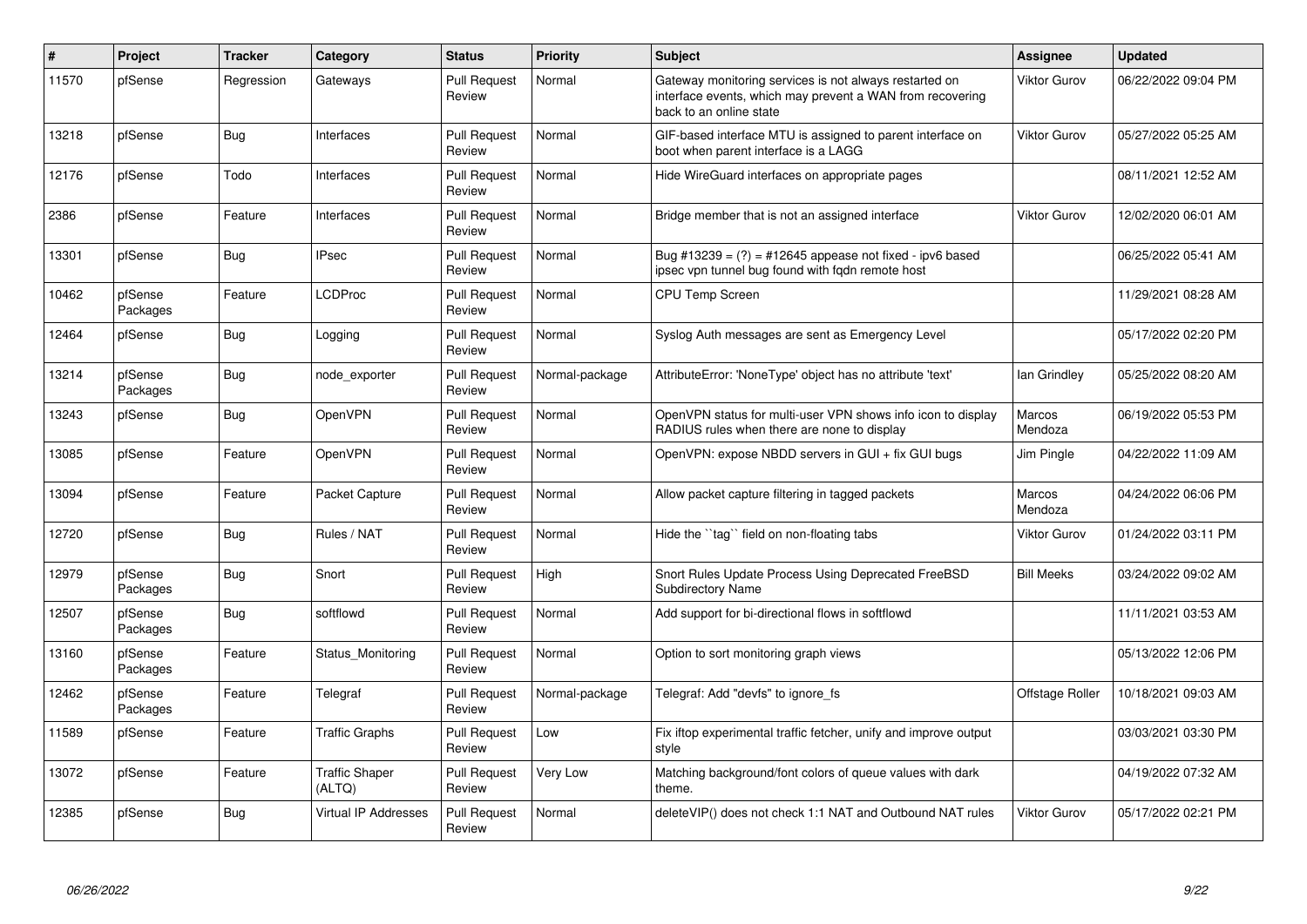| # | Project | Tracker | Category | Status | Priority | Subject | Assignee | Updated |
|---|---|---|---|---|---|---|---|---|
| 11570 | pfSense | Regression | Gateways | Pull Request Review | Normal | Gateway monitoring services is not always restarted on interface events, which may prevent a WAN from recovering back to an online state | Viktor Gurov | 06/22/2022 09:04 PM |
| 13218 | pfSense | Bug | Interfaces | Pull Request Review | Normal | GIF-based interface MTU is assigned to parent interface on boot when parent interface is a LAGG | Viktor Gurov | 05/27/2022 05:25 AM |
| 12176 | pfSense | Todo | Interfaces | Pull Request Review | Normal | Hide WireGuard interfaces on appropriate pages | | 08/11/2021 12:52 AM |
| 2386 | pfSense | Feature | Interfaces | Pull Request Review | Normal | Bridge member that is not an assigned interface | Viktor Gurov | 12/02/2020 06:01 AM |
| 13301 | pfSense | Bug | IPsec | Pull Request Review | Normal | Bug #13239 = (?) = #12645 appease not fixed - ipv6 based ipsec vpn tunnel bug found with fqdn remote host | | 06/25/2022 05:41 AM |
| 10462 | pfSense Packages | Feature | LCDProc | Pull Request Review | Normal | CPU Temp Screen | | 11/29/2021 08:28 AM |
| 12464 | pfSense | Bug | Logging | Pull Request Review | Normal | Syslog Auth messages are sent as Emergency Level | | 05/17/2022 02:20 PM |
| 13214 | pfSense Packages | Bug | node_exporter | Pull Request Review | Normal-package | AttributeError: 'NoneType' object has no attribute 'text' | Ian Grindley | 05/25/2022 08:20 AM |
| 13243 | pfSense | Bug | OpenVPN | Pull Request Review | Normal | OpenVPN status for multi-user VPN shows info icon to display RADIUS rules when there are none to display | Marcos Mendoza | 06/19/2022 05:53 PM |
| 13085 | pfSense | Feature | OpenVPN | Pull Request Review | Normal | OpenVPN: expose NBDD servers in GUI + fix GUI bugs | Jim Pingle | 04/22/2022 11:09 AM |
| 13094 | pfSense | Feature | Packet Capture | Pull Request Review | Normal | Allow packet capture filtering in tagged packets | Marcos Mendoza | 04/24/2022 06:06 PM |
| 12720 | pfSense | Bug | Rules / NAT | Pull Request Review | Normal | Hide the ``tag`` field on non-floating tabs | Viktor Gurov | 01/24/2022 03:11 PM |
| 12979 | pfSense Packages | Bug | Snort | Pull Request Review | High | Snort Rules Update Process Using Deprecated FreeBSD Subdirectory Name | Bill Meeks | 03/24/2022 09:02 AM |
| 12507 | pfSense Packages | Bug | softflowd | Pull Request Review | Normal | Add support for bi-directional flows in softflowd | | 11/11/2021 03:53 AM |
| 13160 | pfSense Packages | Feature | Status_Monitoring | Pull Request Review | Normal | Option to sort monitoring graph views | | 05/13/2022 12:06 PM |
| 12462 | pfSense Packages | Feature | Telegraf | Pull Request Review | Normal-package | Telegraf: Add "devfs" to ignore_fs | Offstage Roller | 10/18/2021 09:03 AM |
| 11589 | pfSense | Feature | Traffic Graphs | Pull Request Review | Low | Fix iftop experimental traffic fetcher, unify and improve output style | | 03/03/2021 03:30 PM |
| 13072 | pfSense | Feature | Traffic Shaper (ALTQ) | Pull Request Review | Very Low | Matching background/font colors of queue values with dark theme. | | 04/19/2022 07:32 AM |
| 12385 | pfSense | Bug | Virtual IP Addresses | Pull Request Review | Normal | deleteVIP() does not check 1:1 NAT and Outbound NAT rules | Viktor Gurov | 05/17/2022 02:21 PM |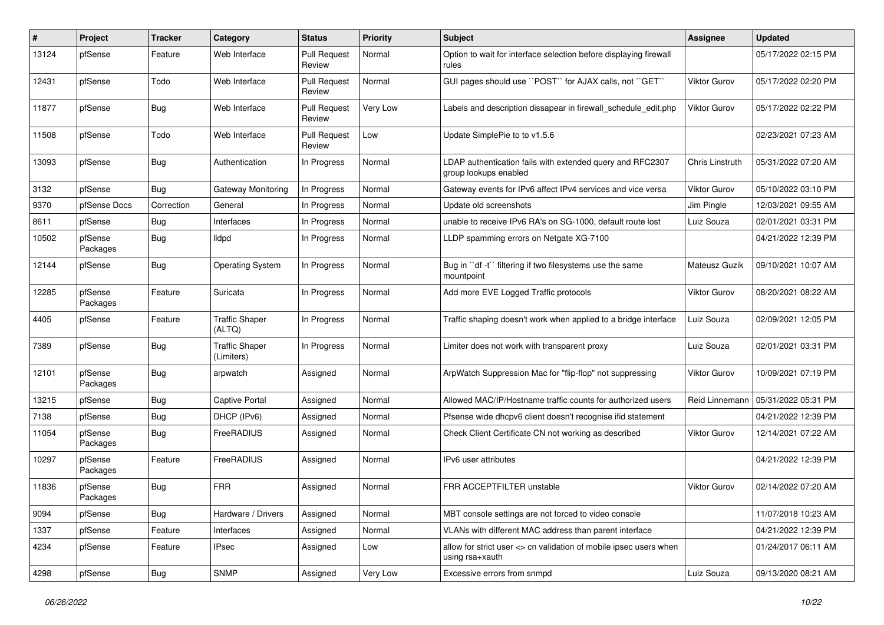| # | Project | Tracker | Category | Status | Priority | Subject | Assignee | Updated |
|---|---|---|---|---|---|---|---|---|
| 13124 | pfSense | Feature | Web Interface | Pull Request Review | Normal | Option to wait for interface selection before displaying firewall rules | | 05/17/2022 02:15 PM |
| 12431 | pfSense | Todo | Web Interface | Pull Request Review | Normal | GUI pages should use ``POST`` for AJAX calls, not ``GET`` | Viktor Gurov | 05/17/2022 02:20 PM |
| 11877 | pfSense | Bug | Web Interface | Pull Request Review | Very Low | Labels and description dissapear in firewall_schedule_edit.php | Viktor Gurov | 05/17/2022 02:22 PM |
| 11508 | pfSense | Todo | Web Interface | Pull Request Review | Low | Update SimplePie to to v1.5.6 | | 02/23/2021 07:23 AM |
| 13093 | pfSense | Bug | Authentication | In Progress | Normal | LDAP authentication fails with extended query and RFC2307 group lookups enabled | Chris Linstruth | 05/31/2022 07:20 AM |
| 3132 | pfSense | Bug | Gateway Monitoring | In Progress | Normal | Gateway events for IPv6 affect IPv4 services and vice versa | Viktor Gurov | 05/10/2022 03:10 PM |
| 9370 | pfSense Docs | Correction | General | In Progress | Normal | Update old screenshots | Jim Pingle | 12/03/2021 09:55 AM |
| 8611 | pfSense | Bug | Interfaces | In Progress | Normal | unable to receive IPv6 RA's on SG-1000, default route lost | Luiz Souza | 02/01/2021 03:31 PM |
| 10502 | pfSense Packages | Bug | lldpd | In Progress | Normal | LLDP spamming errors on Netgate XG-7100 | | 04/21/2022 12:39 PM |
| 12144 | pfSense | Bug | Operating System | In Progress | Normal | Bug in ``df -t`` filtering if two filesystems use the same mountpoint | Mateusz Guzik | 09/10/2021 10:07 AM |
| 12285 | pfSense Packages | Feature | Suricata | In Progress | Normal | Add more EVE Logged Traffic protocols | Viktor Gurov | 08/20/2021 08:22 AM |
| 4405 | pfSense | Feature | Traffic Shaper (ALTQ) | In Progress | Normal | Traffic shaping doesn't work when applied to a bridge interface | Luiz Souza | 02/09/2021 12:05 PM |
| 7389 | pfSense | Bug | Traffic Shaper (Limiters) | In Progress | Normal | Limiter does not work with transparent proxy | Luiz Souza | 02/01/2021 03:31 PM |
| 12101 | pfSense Packages | Bug | arpwatch | Assigned | Normal | ArpWatch Suppression Mac for "flip-flop" not suppressing | Viktor Gurov | 10/09/2021 07:19 PM |
| 13215 | pfSense | Bug | Captive Portal | Assigned | Normal | Allowed MAC/IP/Hostname traffic counts for authorized users | Reid Linnemann | 05/31/2022 05:31 PM |
| 7138 | pfSense | Bug | DHCP (IPv6) | Assigned | Normal | Pfsense wide dhcpv6 client doesn't recognise ifid statement | | 04/21/2022 12:39 PM |
| 11054 | pfSense Packages | Bug | FreeRADIUS | Assigned | Normal | Check Client Certificate CN not working as described | Viktor Gurov | 12/14/2021 07:22 AM |
| 10297 | pfSense Packages | Feature | FreeRADIUS | Assigned | Normal | IPv6 user attributes | | 04/21/2022 12:39 PM |
| 11836 | pfSense Packages | Bug | FRR | Assigned | Normal | FRR ACCEPTFILTER unstable | Viktor Gurov | 02/14/2022 07:20 AM |
| 9094 | pfSense | Bug | Hardware / Drivers | Assigned | Normal | MBT console settings are not forced to video console | | 11/07/2018 10:23 AM |
| 1337 | pfSense | Feature | Interfaces | Assigned | Normal | VLANs with different MAC address than parent interface | | 04/21/2022 12:39 PM |
| 4234 | pfSense | Feature | IPsec | Assigned | Low | allow for strict user <> cn validation of mobile ipsec users when using rsa+xauth | | 01/24/2017 06:11 AM |
| 4298 | pfSense | Bug | SNMP | Assigned | Very Low | Excessive errors from snmpd | Luiz Souza | 09/13/2020 08:21 AM |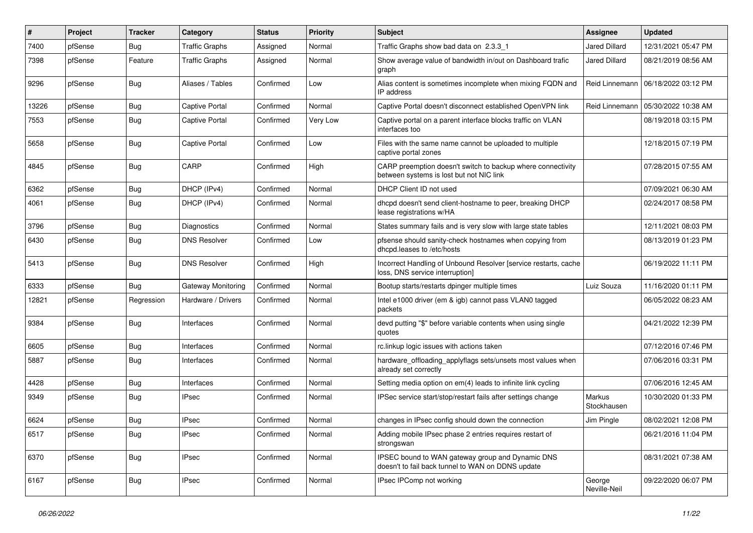| # | Project | Tracker | Category | Status | Priority | Subject | Assignee | Updated |
|---|---|---|---|---|---|---|---|---|
| 7400 | pfSense | Bug | Traffic Graphs | Assigned | Normal | Traffic Graphs show bad data on 2.3.3_1 | Jared Dillard | 12/31/2021 05:47 PM |
| 7398 | pfSense | Feature | Traffic Graphs | Assigned | Normal | Show average value of bandwidth in/out on Dashboard trafic graph | Jared Dillard | 08/21/2019 08:56 AM |
| 9296 | pfSense | Bug | Aliases / Tables | Confirmed | Low | Alias content is sometimes incomplete when mixing FQDN and IP address | Reid Linnemann | 06/18/2022 03:12 PM |
| 13226 | pfSense | Bug | Captive Portal | Confirmed | Normal | Captive Portal doesn't disconnect established OpenVPN link | Reid Linnemann | 05/30/2022 10:38 AM |
| 7553 | pfSense | Bug | Captive Portal | Confirmed | Very Low | Captive portal on a parent interface blocks traffic on VLAN interfaces too | | 08/19/2018 03:15 PM |
| 5658 | pfSense | Bug | Captive Portal | Confirmed | Low | Files with the same name cannot be uploaded to multiple captive portal zones | | 12/18/2015 07:19 PM |
| 4845 | pfSense | Bug | CARP | Confirmed | High | CARP preemption doesn't switch to backup where connectivity between systems is lost but not NIC link | | 07/28/2015 07:55 AM |
| 6362 | pfSense | Bug | DHCP (IPv4) | Confirmed | Normal | DHCP Client ID not used | | 07/09/2021 06:30 AM |
| 4061 | pfSense | Bug | DHCP (IPv4) | Confirmed | Normal | dhcpd doesn't send client-hostname to peer, breaking DHCP lease registrations w/HA | | 02/24/2017 08:58 PM |
| 3796 | pfSense | Bug | Diagnostics | Confirmed | Normal | States summary fails and is very slow with large state tables | | 12/11/2021 08:03 PM |
| 6430 | pfSense | Bug | DNS Resolver | Confirmed | Low | pfsense should sanity-check hostnames when copying from dhcpd.leases to /etc/hosts | | 08/13/2019 01:23 PM |
| 5413 | pfSense | Bug | DNS Resolver | Confirmed | High | Incorrect Handling of Unbound Resolver [service restarts, cache loss, DNS service interruption] | | 06/19/2022 11:11 PM |
| 6333 | pfSense | Bug | Gateway Monitoring | Confirmed | Normal | Bootup starts/restarts dpinger multiple times | Luiz Souza | 11/16/2020 01:11 PM |
| 12821 | pfSense | Regression | Hardware / Drivers | Confirmed | Normal | Intel e1000 driver (em & igb) cannot pass VLAN0 tagged packets | | 06/05/2022 08:23 AM |
| 9384 | pfSense | Bug | Interfaces | Confirmed | Normal | devd putting "$" before variable contents when using single quotes | | 04/21/2022 12:39 PM |
| 6605 | pfSense | Bug | Interfaces | Confirmed | Normal | rc.linkup logic issues with actions taken | | 07/12/2016 07:46 PM |
| 5887 | pfSense | Bug | Interfaces | Confirmed | Normal | hardware_offloading_applyflags sets/unsets most values when already set correctly | | 07/06/2016 03:31 PM |
| 4428 | pfSense | Bug | Interfaces | Confirmed | Normal | Setting media option on em(4) leads to infinite link cycling | | 07/06/2016 12:45 AM |
| 9349 | pfSense | Bug | IPsec | Confirmed | Normal | IPSec service start/stop/restart fails after settings change | Markus Stockhausen | 10/30/2020 01:33 PM |
| 6624 | pfSense | Bug | IPsec | Confirmed | Normal | changes in IPsec config should down the connection | Jim Pingle | 08/02/2021 12:08 PM |
| 6517 | pfSense | Bug | IPsec | Confirmed | Normal | Adding mobile IPsec phase 2 entries requires restart of strongswan | | 06/21/2016 11:04 PM |
| 6370 | pfSense | Bug | IPsec | Confirmed | Normal | IPSEC bound to WAN gateway group and Dynamic DNS doesn't to fail back tunnel to WAN on DDNS update | | 08/31/2021 07:38 AM |
| 6167 | pfSense | Bug | IPsec | Confirmed | Normal | IPsec IPComp not working | George Neville-Neil | 09/22/2020 06:07 PM |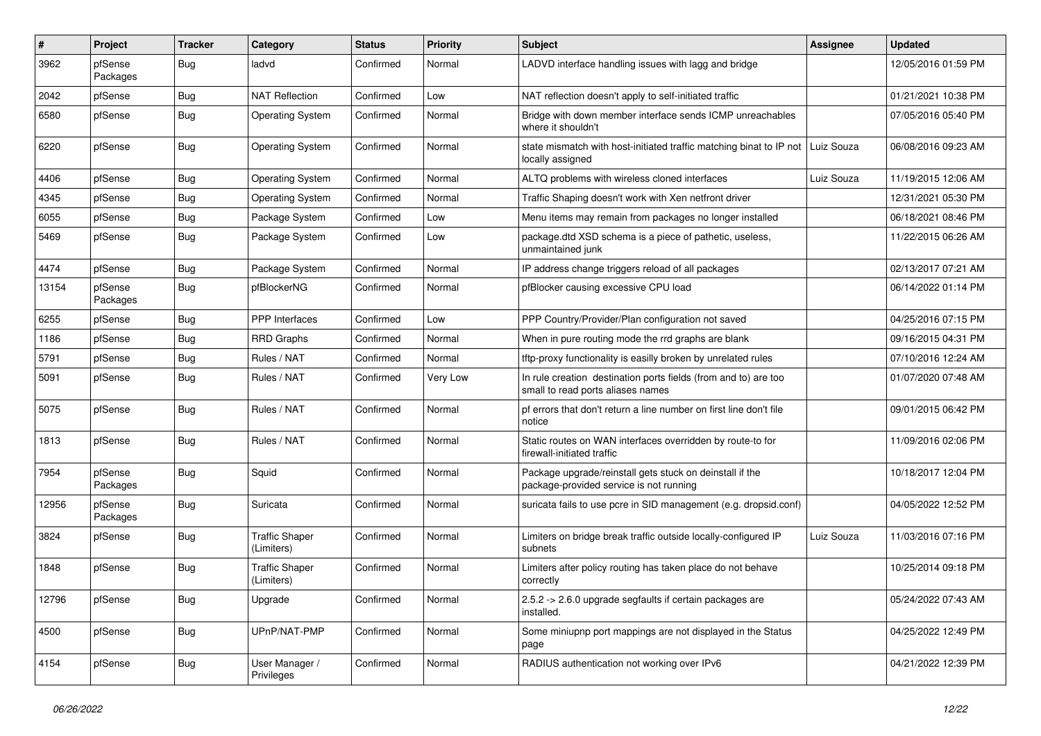| # | Project | Tracker | Category | Status | Priority | Subject | Assignee | Updated |
|---|---|---|---|---|---|---|---|---|
| 3962 | pfSense Packages | Bug | ladvd | Confirmed | Normal | LADVD interface handling issues with lagg and bridge | | 12/05/2016 01:59 PM |
| 2042 | pfSense | Bug | NAT Reflection | Confirmed | Low | NAT reflection doesn't apply to self-initiated traffic | | 01/21/2021 10:38 PM |
| 6580 | pfSense | Bug | Operating System | Confirmed | Normal | Bridge with down member interface sends ICMP unreachables where it shouldn't | | 07/05/2016 05:40 PM |
| 6220 | pfSense | Bug | Operating System | Confirmed | Normal | state mismatch with host-initiated traffic matching binat to IP not locally assigned | Luiz Souza | 06/08/2016 09:23 AM |
| 4406 | pfSense | Bug | Operating System | Confirmed | Normal | ALTQ problems with wireless cloned interfaces | Luiz Souza | 11/19/2015 12:06 AM |
| 4345 | pfSense | Bug | Operating System | Confirmed | Normal | Traffic Shaping doesn't work with Xen netfront driver | | 12/31/2021 05:30 PM |
| 6055 | pfSense | Bug | Package System | Confirmed | Low | Menu items may remain from packages no longer installed | | 06/18/2021 08:46 PM |
| 5469 | pfSense | Bug | Package System | Confirmed | Low | package.dtd XSD schema is a piece of pathetic, useless, unmaintained junk | | 11/22/2015 06:26 AM |
| 4474 | pfSense | Bug | Package System | Confirmed | Normal | IP address change triggers reload of all packages | | 02/13/2017 07:21 AM |
| 13154 | pfSense Packages | Bug | pfBlockerNG | Confirmed | Normal | pfBlocker causing excessive CPU load | | 06/14/2022 01:14 PM |
| 6255 | pfSense | Bug | PPP Interfaces | Confirmed | Low | PPP Country/Provider/Plan configuration not saved | | 04/25/2016 07:15 PM |
| 1186 | pfSense | Bug | RRD Graphs | Confirmed | Normal | When in pure routing mode the rrd graphs are blank | | 09/16/2015 04:31 PM |
| 5791 | pfSense | Bug | Rules / NAT | Confirmed | Normal | tftp-proxy functionality is easilly broken by unrelated rules | | 07/10/2016 12:24 AM |
| 5091 | pfSense | Bug | Rules / NAT | Confirmed | Very Low | In rule creation destination ports fields (from and to) are too small to read ports aliases names | | 01/07/2020 07:48 AM |
| 5075 | pfSense | Bug | Rules / NAT | Confirmed | Normal | pf errors that don't return a line number on first line don't file notice | | 09/01/2015 06:42 PM |
| 1813 | pfSense | Bug | Rules / NAT | Confirmed | Normal | Static routes on WAN interfaces overridden by route-to for firewall-initiated traffic | | 11/09/2016 02:06 PM |
| 7954 | pfSense Packages | Bug | Squid | Confirmed | Normal | Package upgrade/reinstall gets stuck on deinstall if the package-provided service is not running | | 10/18/2017 12:04 PM |
| 12956 | pfSense Packages | Bug | Suricata | Confirmed | Normal | suricata fails to use pcre in SID management (e.g. dropsid.conf) | | 04/05/2022 12:52 PM |
| 3824 | pfSense | Bug | Traffic Shaper (Limiters) | Confirmed | Normal | Limiters on bridge break traffic outside locally-configured IP subnets | Luiz Souza | 11/03/2016 07:16 PM |
| 1848 | pfSense | Bug | Traffic Shaper (Limiters) | Confirmed | Normal | Limiters after policy routing has taken place do not behave correctly | | 10/25/2014 09:18 PM |
| 12796 | pfSense | Bug | Upgrade | Confirmed | Normal | 2.5.2 -> 2.6.0 upgrade segfaults if certain packages are installed. | | 05/24/2022 07:43 AM |
| 4500 | pfSense | Bug | UPnP/NAT-PMP | Confirmed | Normal | Some miniupnp port mappings are not displayed in the Status page | | 04/25/2022 12:49 PM |
| 4154 | pfSense | Bug | User Manager / Privileges | Confirmed | Normal | RADIUS authentication not working over IPv6 | | 04/21/2022 12:39 PM |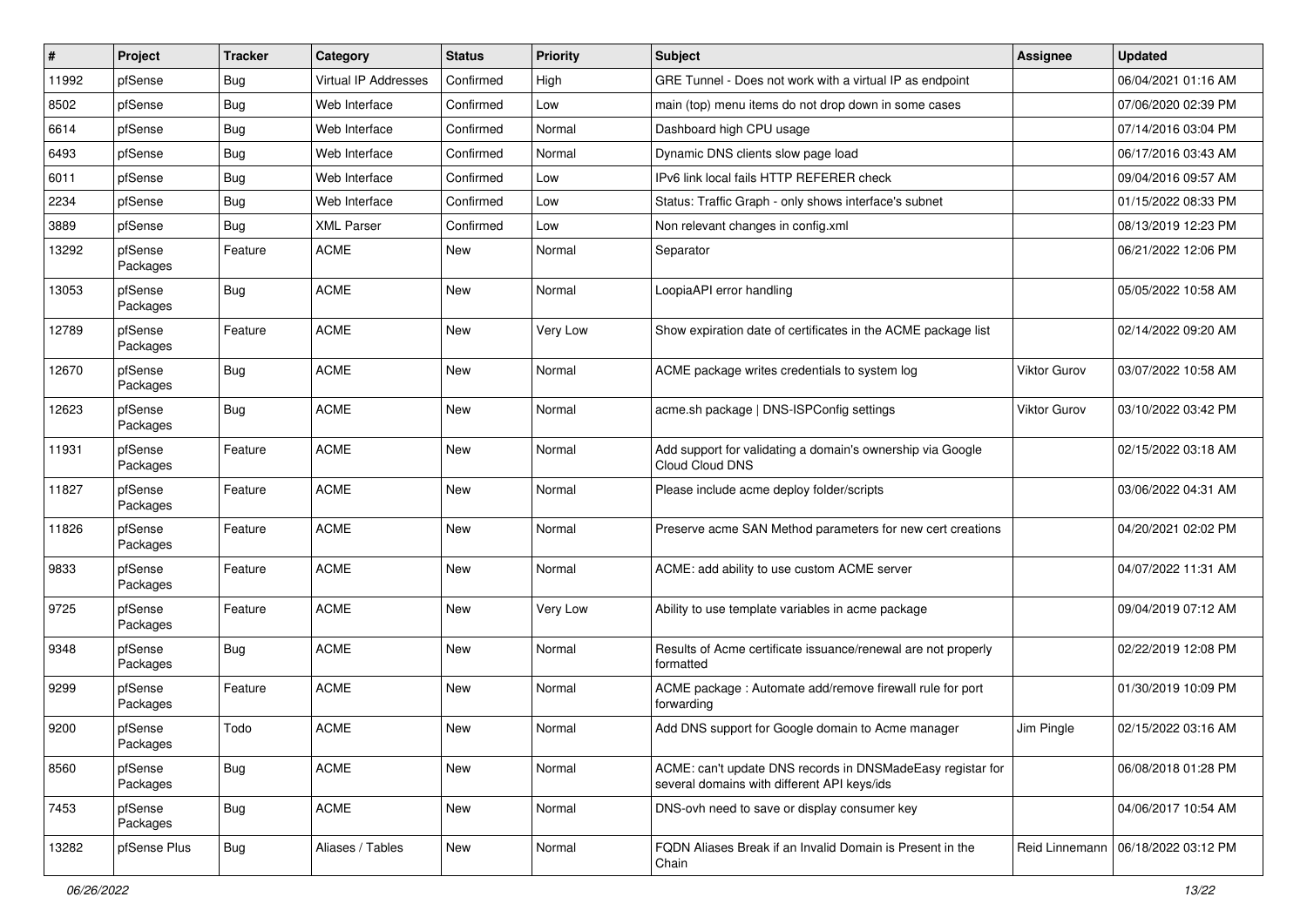| # | Project | Tracker | Category | Status | Priority | Subject | Assignee | Updated |
|---|---|---|---|---|---|---|---|---|
| 11992 | pfSense | Bug | Virtual IP Addresses | Confirmed | High | GRE Tunnel - Does not work with a virtual IP as endpoint | | 06/04/2021 01:16 AM |
| 8502 | pfSense | Bug | Web Interface | Confirmed | Low | main (top) menu items do not drop down in some cases | | 07/06/2020 02:39 PM |
| 6614 | pfSense | Bug | Web Interface | Confirmed | Normal | Dashboard high CPU usage | | 07/14/2016 03:04 PM |
| 6493 | pfSense | Bug | Web Interface | Confirmed | Normal | Dynamic DNS clients slow page load | | 06/17/2016 03:43 AM |
| 6011 | pfSense | Bug | Web Interface | Confirmed | Low | IPv6 link local fails HTTP REFERER check | | 09/04/2016 09:57 AM |
| 2234 | pfSense | Bug | Web Interface | Confirmed | Low | Status: Traffic Graph - only shows interface's subnet | | 01/15/2022 08:33 PM |
| 3889 | pfSense | Bug | XML Parser | Confirmed | Low | Non relevant changes in config.xml | | 08/13/2019 12:23 PM |
| 13292 | pfSense Packages | Feature | ACME | New | Normal | Separator | | 06/21/2022 12:06 PM |
| 13053 | pfSense Packages | Bug | ACME | New | Normal | LoopiaAPI error handling | | 05/05/2022 10:58 AM |
| 12789 | pfSense Packages | Feature | ACME | New | Very Low | Show expiration date of certificates in the ACME package list | | 02/14/2022 09:20 AM |
| 12670 | pfSense Packages | Bug | ACME | New | Normal | ACME package writes credentials to system log | Viktor Gurov | 03/07/2022 10:58 AM |
| 12623 | pfSense Packages | Bug | ACME | New | Normal | acme.sh package \| DNS-ISPConfig settings | Viktor Gurov | 03/10/2022 03:42 PM |
| 11931 | pfSense Packages | Feature | ACME | New | Normal | Add support for validating a domain's ownership via Google Cloud Cloud DNS | | 02/15/2022 03:18 AM |
| 11827 | pfSense Packages | Feature | ACME | New | Normal | Please include acme deploy folder/scripts | | 03/06/2022 04:31 AM |
| 11826 | pfSense Packages | Feature | ACME | New | Normal | Preserve acme SAN Method parameters for new cert creations | | 04/20/2021 02:02 PM |
| 9833 | pfSense Packages | Feature | ACME | New | Normal | ACME: add ability to use custom ACME server | | 04/07/2022 11:31 AM |
| 9725 | pfSense Packages | Feature | ACME | New | Very Low | Ability to use template variables in acme package | | 09/04/2019 07:12 AM |
| 9348 | pfSense Packages | Bug | ACME | New | Normal | Results of Acme certificate issuance/renewal are not properly formatted | | 02/22/2019 12:08 PM |
| 9299 | pfSense Packages | Feature | ACME | New | Normal | ACME package : Automate add/remove firewall rule for port forwarding | | 01/30/2019 10:09 PM |
| 9200 | pfSense Packages | Todo | ACME | New | Normal | Add DNS support for Google domain to Acme manager | Jim Pingle | 02/15/2022 03:16 AM |
| 8560 | pfSense Packages | Bug | ACME | New | Normal | ACME: can't update DNS records in DNSMadeEasy registar for several domains with different API keys/ids | | 06/08/2018 01:28 PM |
| 7453 | pfSense Packages | Bug | ACME | New | Normal | DNS-ovh need to save or display consumer key | | 04/06/2017 10:54 AM |
| 13282 | pfSense Plus | Bug | Aliases / Tables | New | Normal | FQDN Aliases Break if an Invalid Domain is Present in the Chain | Reid Linnemann | 06/18/2022 03:12 PM |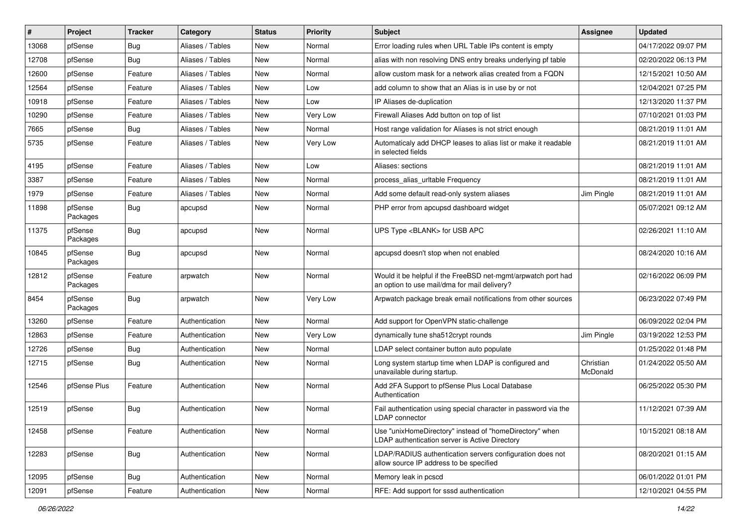| # | Project | Tracker | Category | Status | Priority | Subject | Assignee | Updated |
|---|---|---|---|---|---|---|---|---|
| 13068 | pfSense | Bug | Aliases / Tables | New | Normal | Error loading rules when URL Table IPs content is empty | | 04/17/2022 09:07 PM |
| 12708 | pfSense | Bug | Aliases / Tables | New | Normal | alias with non resolving DNS entry breaks underlying pf table | | 02/20/2022 06:13 PM |
| 12600 | pfSense | Feature | Aliases / Tables | New | Normal | allow custom mask for a network alias created from a FQDN | | 12/15/2021 10:50 AM |
| 12564 | pfSense | Feature | Aliases / Tables | New | Low | add column to show that an Alias is in use by or not | | 12/04/2021 07:25 PM |
| 10918 | pfSense | Feature | Aliases / Tables | New | Low | IP Aliases de-duplication | | 12/13/2020 11:37 PM |
| 10290 | pfSense | Feature | Aliases / Tables | New | Very Low | Firewall Aliases Add button on top of list | | 07/10/2021 01:03 PM |
| 7665 | pfSense | Bug | Aliases / Tables | New | Normal | Host range validation for Aliases is not strict enough | | 08/21/2019 11:01 AM |
| 5735 | pfSense | Feature | Aliases / Tables | New | Very Low | Automaticaly add DHCP leases to alias list or make it readable in selected fields | | 08/21/2019 11:01 AM |
| 4195 | pfSense | Feature | Aliases / Tables | New | Low | Aliases: sections | | 08/21/2019 11:01 AM |
| 3387 | pfSense | Feature | Aliases / Tables | New | Normal | process_alias_urltable Frequency | | 08/21/2019 11:01 AM |
| 1979 | pfSense | Feature | Aliases / Tables | New | Normal | Add some default read-only system aliases | Jim Pingle | 08/21/2019 11:01 AM |
| 11898 | pfSense Packages | Bug | apcupsd | New | Normal | PHP error from apcupsd dashboard widget | | 05/07/2021 09:12 AM |
| 11375 | pfSense Packages | Bug | apcupsd | New | Normal | UPS Type <BLANK> for USB APC | | 02/26/2021 11:10 AM |
| 10845 | pfSense Packages | Bug | apcupsd | New | Normal | apcupsd doesn't stop when not enabled | | 08/24/2020 10:16 AM |
| 12812 | pfSense Packages | Feature | arpwatch | New | Normal | Would it be helpful if the FreeBSD net-mgmt/arpwatch port had an option to use mail/dma for mail delivery? | | 02/16/2022 06:09 PM |
| 8454 | pfSense Packages | Bug | arpwatch | New | Very Low | Arpwatch package break email notifications from other sources | | 06/23/2022 07:49 PM |
| 13260 | pfSense | Feature | Authentication | New | Normal | Add support for OpenVPN static-challenge | | 06/09/2022 02:04 PM |
| 12863 | pfSense | Feature | Authentication | New | Very Low | dynamically tune sha512crypt rounds | Jim Pingle | 03/19/2022 12:53 PM |
| 12726 | pfSense | Bug | Authentication | New | Normal | LDAP select container button auto populate | | 01/25/2022 01:48 PM |
| 12715 | pfSense | Bug | Authentication | New | Normal | Long system startup time when LDAP is configured and unavailable during startup. | Christian McDonald | 01/24/2022 05:50 AM |
| 12546 | pfSense Plus | Feature | Authentication | New | Normal | Add 2FA Support to pfSense Plus Local Database Authentication | | 06/25/2022 05:30 PM |
| 12519 | pfSense | Bug | Authentication | New | Normal | Fail authentication using special character in password via the LDAP connector | | 11/12/2021 07:39 AM |
| 12458 | pfSense | Feature | Authentication | New | Normal | Use "unixHomeDirectory" instead of "homeDirectory" when LDAP authentication server is Active Directory | | 10/15/2021 08:18 AM |
| 12283 | pfSense | Bug | Authentication | New | Normal | LDAP/RADIUS authentication servers configuration does not allow source IP address to be specified | | 08/20/2021 01:15 AM |
| 12095 | pfSense | Bug | Authentication | New | Normal | Memory leak in pcscd | | 06/01/2022 01:01 PM |
| 12091 | pfSense | Feature | Authentication | New | Normal | RFE: Add support for sssd authentication | | 12/10/2021 04:55 PM |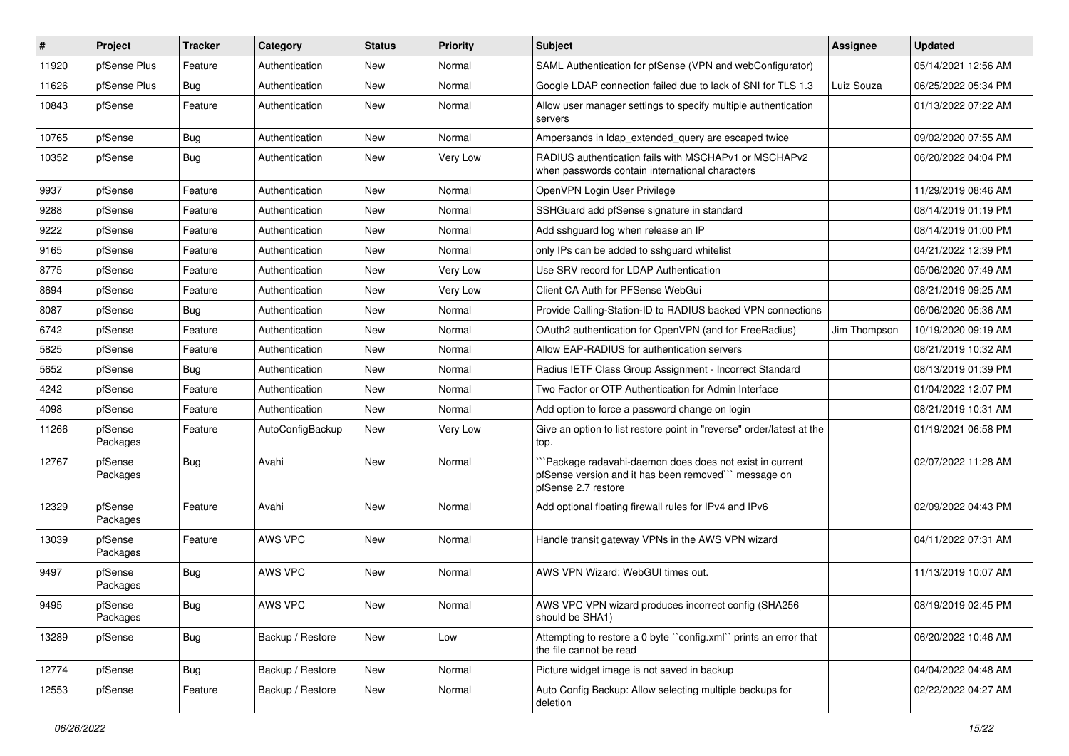| # | Project | Tracker | Category | Status | Priority | Subject | Assignee | Updated |
|---|---|---|---|---|---|---|---|---|
| 11920 | pfSense Plus | Feature | Authentication | New | Normal | SAML Authentication for pfSense (VPN and webConfigurator) | | 05/14/2021 12:56 AM |
| 11626 | pfSense Plus | Bug | Authentication | New | Normal | Google LDAP connection failed due to lack of SNI for TLS 1.3 | Luiz Souza | 06/25/2022 05:34 PM |
| 10843 | pfSense | Feature | Authentication | New | Normal | Allow user manager settings to specify multiple authentication servers | | 01/13/2022 07:22 AM |
| 10765 | pfSense | Bug | Authentication | New | Normal | Ampersands in ldap_extended_query are escaped twice | | 09/02/2020 07:55 AM |
| 10352 | pfSense | Bug | Authentication | New | Very Low | RADIUS authentication fails with MSCHAPv1 or MSCHAPv2 when passwords contain international characters | | 06/20/2022 04:04 PM |
| 9937 | pfSense | Feature | Authentication | New | Normal | OpenVPN Login User Privilege | | 11/29/2019 08:46 AM |
| 9288 | pfSense | Feature | Authentication | New | Normal | SSHGuard add pfSense signature in standard | | 08/14/2019 01:19 PM |
| 9222 | pfSense | Feature | Authentication | New | Normal | Add sshguard log when release an IP | | 08/14/2019 01:00 PM |
| 9165 | pfSense | Feature | Authentication | New | Normal | only IPs can be added to sshguard whitelist | | 04/21/2022 12:39 PM |
| 8775 | pfSense | Feature | Authentication | New | Very Low | Use SRV record for LDAP Authentication | | 05/06/2020 07:49 AM |
| 8694 | pfSense | Feature | Authentication | New | Very Low | Client CA Auth for PFSense WebGui | | 08/21/2019 09:25 AM |
| 8087 | pfSense | Bug | Authentication | New | Normal | Provide Calling-Station-ID to RADIUS backed VPN connections | | 06/06/2020 05:36 AM |
| 6742 | pfSense | Feature | Authentication | New | Normal | OAuth2 authentication for OpenVPN (and for FreeRadius) | Jim Thompson | 10/19/2020 09:19 AM |
| 5825 | pfSense | Feature | Authentication | New | Normal | Allow EAP-RADIUS for authentication servers | | 08/21/2019 10:32 AM |
| 5652 | pfSense | Bug | Authentication | New | Normal | Radius IETF Class Group Assignment - Incorrect Standard | | 08/13/2019 01:39 PM |
| 4242 | pfSense | Feature | Authentication | New | Normal | Two Factor or OTP Authentication for Admin Interface | | 01/04/2022 12:07 PM |
| 4098 | pfSense | Feature | Authentication | New | Normal | Add option to force a password change on login | | 08/21/2019 10:31 AM |
| 11266 | pfSense Packages | Feature | AutoConfigBackup | New | Very Low | Give an option to list restore point in "reverse" order/latest at the top. | | 01/19/2021 06:58 PM |
| 12767 | pfSense Packages | Bug | Avahi | New | Normal | ```Package radavahi-daemon does does not exist in current pfSense version and it has been removed``` message on pfSense 2.7 restore | | 02/07/2022 11:28 AM |
| 12329 | pfSense Packages | Feature | Avahi | New | Normal | Add optional floating firewall rules for IPv4 and IPv6 | | 02/09/2022 04:43 PM |
| 13039 | pfSense Packages | Feature | AWS VPC | New | Normal | Handle transit gateway VPNs in the AWS VPN wizard | | 04/11/2022 07:31 AM |
| 9497 | pfSense Packages | Bug | AWS VPC | New | Normal | AWS VPN Wizard: WebGUI times out. | | 11/13/2019 10:07 AM |
| 9495 | pfSense Packages | Bug | AWS VPC | New | Normal | AWS VPC VPN wizard produces incorrect config (SHA256 should be SHA1) | | 08/19/2019 02:45 PM |
| 13289 | pfSense | Bug | Backup / Restore | New | Low | Attempting to restore a 0 byte ``config.xml`` prints an error that the file cannot be read | | 06/20/2022 10:46 AM |
| 12774 | pfSense | Bug | Backup / Restore | New | Normal | Picture widget image is not saved in backup | | 04/04/2022 04:48 AM |
| 12553 | pfSense | Feature | Backup / Restore | New | Normal | Auto Config Backup: Allow selecting multiple backups for deletion | | 02/22/2022 04:27 AM |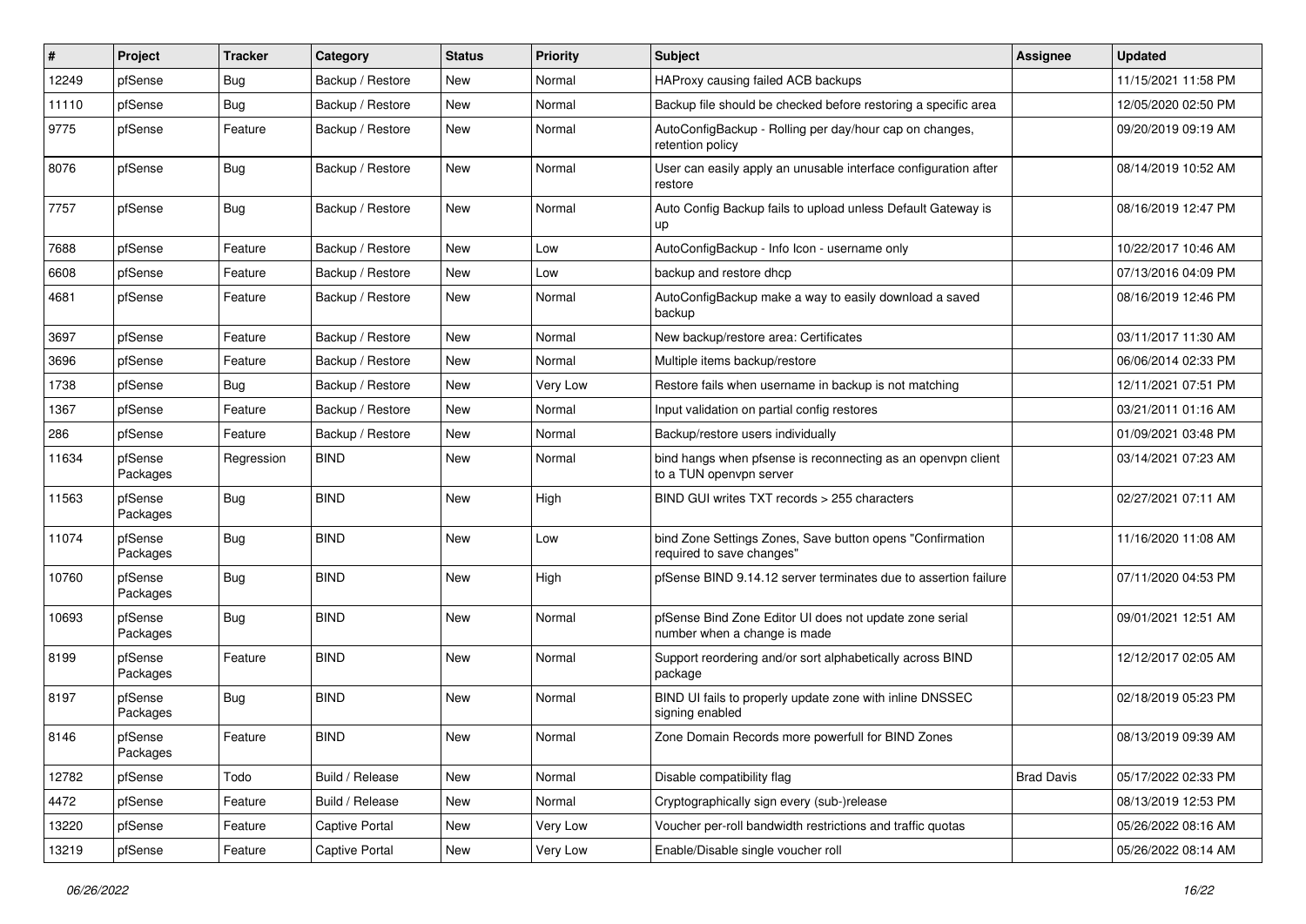| # | Project | Tracker | Category | Status | Priority | Subject | Assignee | Updated |
|---|---|---|---|---|---|---|---|---|
| 12249 | pfSense | Bug | Backup / Restore | New | Normal | HAProxy causing failed ACB backups | | 11/15/2021 11:58 PM |
| 11110 | pfSense | Bug | Backup / Restore | New | Normal | Backup file should be checked before restoring a specific area | | 12/05/2020 02:50 PM |
| 9775 | pfSense | Feature | Backup / Restore | New | Normal | AutoConfigBackup - Rolling per day/hour cap on changes, retention policy | | 09/20/2019 09:19 AM |
| 8076 | pfSense | Bug | Backup / Restore | New | Normal | User can easily apply an unusable interface configuration after restore | | 08/14/2019 10:52 AM |
| 7757 | pfSense | Bug | Backup / Restore | New | Normal | Auto Config Backup fails to upload unless Default Gateway is up | | 08/16/2019 12:47 PM |
| 7688 | pfSense | Feature | Backup / Restore | New | Low | AutoConfigBackup - Info Icon - username only | | 10/22/2017 10:46 AM |
| 6608 | pfSense | Feature | Backup / Restore | New | Low | backup and restore dhcp | | 07/13/2016 04:09 PM |
| 4681 | pfSense | Feature | Backup / Restore | New | Normal | AutoConfigBackup make a way to easily download a saved backup | | 08/16/2019 12:46 PM |
| 3697 | pfSense | Feature | Backup / Restore | New | Normal | New backup/restore area: Certificates | | 03/11/2017 11:30 AM |
| 3696 | pfSense | Feature | Backup / Restore | New | Normal | Multiple items backup/restore | | 06/06/2014 02:33 PM |
| 1738 | pfSense | Bug | Backup / Restore | New | Very Low | Restore fails when username in backup is not matching | | 12/11/2021 07:51 PM |
| 1367 | pfSense | Feature | Backup / Restore | New | Normal | Input validation on partial config restores | | 03/21/2011 01:16 AM |
| 286 | pfSense | Feature | Backup / Restore | New | Normal | Backup/restore users individually | | 01/09/2021 03:48 PM |
| 11634 | pfSense Packages | Regression | BIND | New | Normal | bind hangs when pfsense is reconnecting as an openvpn client to a TUN openvpn server | | 03/14/2021 07:23 AM |
| 11563 | pfSense Packages | Bug | BIND | New | High | BIND GUI writes TXT records > 255 characters | | 02/27/2021 07:11 AM |
| 11074 | pfSense Packages | Bug | BIND | New | Low | bind Zone Settings Zones, Save button opens "Confirmation required to save changes" | | 11/16/2020 11:08 AM |
| 10760 | pfSense Packages | Bug | BIND | New | High | pfSense BIND 9.14.12 server terminates due to assertion failure | | 07/11/2020 04:53 PM |
| 10693 | pfSense Packages | Bug | BIND | New | Normal | pfSense Bind Zone Editor UI does not update zone serial number when a change is made | | 09/01/2021 12:51 AM |
| 8199 | pfSense Packages | Feature | BIND | New | Normal | Support reordering and/or sort alphabetically across BIND package | | 12/12/2017 02:05 AM |
| 8197 | pfSense Packages | Bug | BIND | New | Normal | BIND UI fails to properly update zone with inline DNSSEC signing enabled | | 02/18/2019 05:23 PM |
| 8146 | pfSense Packages | Feature | BIND | New | Normal | Zone Domain Records more powerfull for BIND Zones | | 08/13/2019 09:39 AM |
| 12782 | pfSense | Todo | Build / Release | New | Normal | Disable compatibility flag | Brad Davis | 05/17/2022 02:33 PM |
| 4472 | pfSense | Feature | Build / Release | New | Normal | Cryptographically sign every (sub-)release | | 08/13/2019 12:53 PM |
| 13220 | pfSense | Feature | Captive Portal | New | Very Low | Voucher per-roll bandwidth restrictions and traffic quotas | | 05/26/2022 08:16 AM |
| 13219 | pfSense | Feature | Captive Portal | New | Very Low | Enable/Disable single voucher roll | | 05/26/2022 08:14 AM |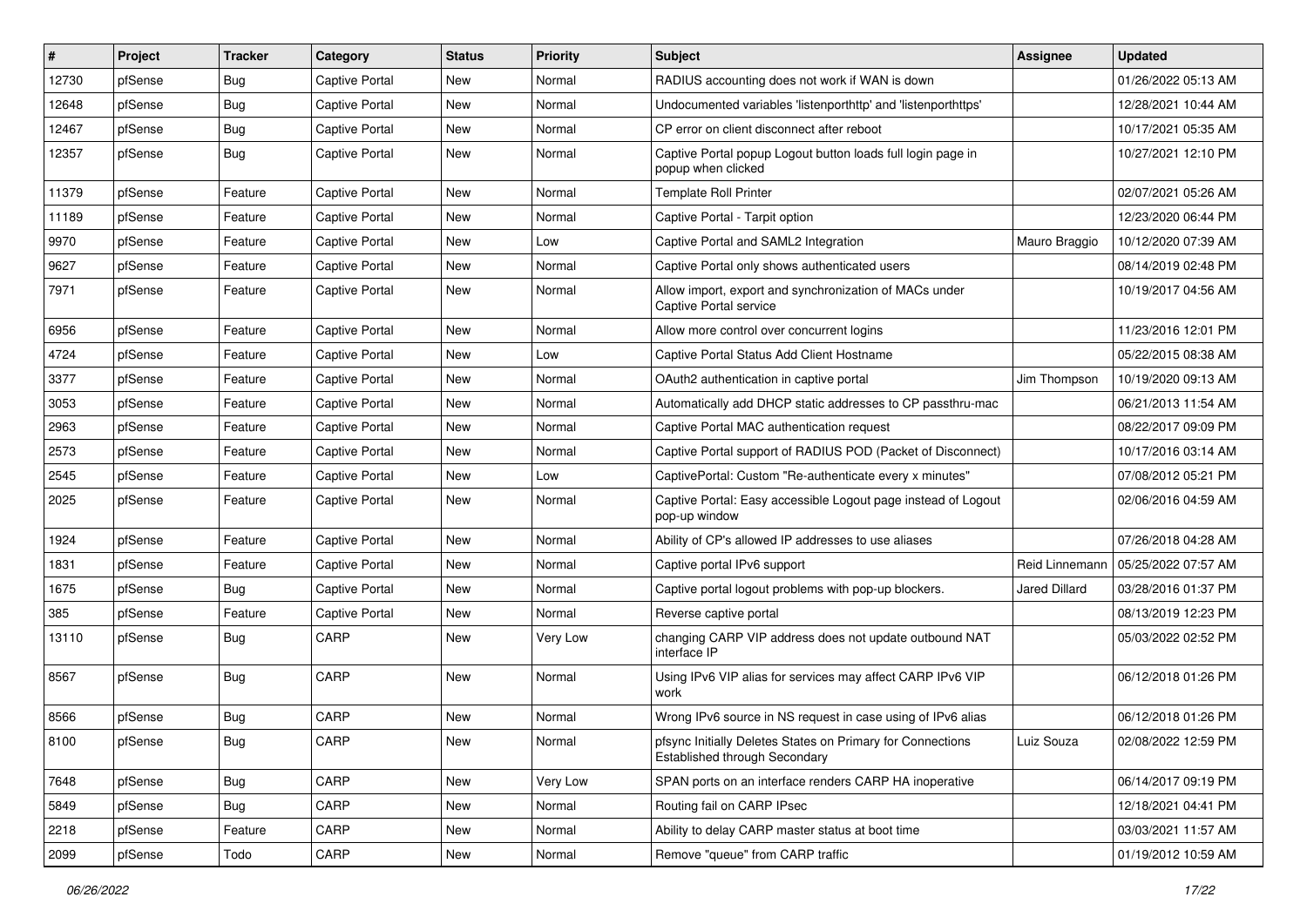| # | Project | Tracker | Category | Status | Priority | Subject | Assignee | Updated |
|---|---|---|---|---|---|---|---|---|
| 12730 | pfSense | Bug | Captive Portal | New | Normal | RADIUS accounting does not work if WAN is down | | 01/26/2022 05:13 AM |
| 12648 | pfSense | Bug | Captive Portal | New | Normal | Undocumented variables 'listenporthttp' and 'listenporthttps' | | 12/28/2021 10:44 AM |
| 12467 | pfSense | Bug | Captive Portal | New | Normal | CP error on client disconnect after reboot | | 10/17/2021 05:35 AM |
| 12357 | pfSense | Bug | Captive Portal | New | Normal | Captive Portal popup Logout button loads full login page in popup when clicked | | 10/27/2021 12:10 PM |
| 11379 | pfSense | Feature | Captive Portal | New | Normal | Template Roll Printer | | 02/07/2021 05:26 AM |
| 11189 | pfSense | Feature | Captive Portal | New | Normal | Captive Portal - Tarpit option | | 12/23/2020 06:44 PM |
| 9970 | pfSense | Feature | Captive Portal | New | Low | Captive Portal and SAML2 Integration | Mauro Braggio | 10/12/2020 07:39 AM |
| 9627 | pfSense | Feature | Captive Portal | New | Normal | Captive Portal only shows authenticated users | | 08/14/2019 02:48 PM |
| 7971 | pfSense | Feature | Captive Portal | New | Normal | Allow import, export and synchronization of MACs under Captive Portal service | | 10/19/2017 04:56 AM |
| 6956 | pfSense | Feature | Captive Portal | New | Normal | Allow more control over concurrent logins | | 11/23/2016 12:01 PM |
| 4724 | pfSense | Feature | Captive Portal | New | Low | Captive Portal Status Add Client Hostname | | 05/22/2015 08:38 AM |
| 3377 | pfSense | Feature | Captive Portal | New | Normal | OAuth2 authentication in captive portal | Jim Thompson | 10/19/2020 09:13 AM |
| 3053 | pfSense | Feature | Captive Portal | New | Normal | Automatically add DHCP static addresses to CP passthru-mac | | 06/21/2013 11:54 AM |
| 2963 | pfSense | Feature | Captive Portal | New | Normal | Captive Portal MAC authentication request | | 08/22/2017 09:09 PM |
| 2573 | pfSense | Feature | Captive Portal | New | Normal | Captive Portal support of RADIUS POD (Packet of Disconnect) | | 10/17/2016 03:14 AM |
| 2545 | pfSense | Feature | Captive Portal | New | Low | CaptivePortal: Custom "Re-authenticate every x minutes" | | 07/08/2012 05:21 PM |
| 2025 | pfSense | Feature | Captive Portal | New | Normal | Captive Portal: Easy accessible Logout page instead of Logout pop-up window | | 02/06/2016 04:59 AM |
| 1924 | pfSense | Feature | Captive Portal | New | Normal | Ability of CP's allowed IP addresses to use aliases | | 07/26/2018 04:28 AM |
| 1831 | pfSense | Feature | Captive Portal | New | Normal | Captive portal IPv6 support | Reid Linnemann | 05/25/2022 07:57 AM |
| 1675 | pfSense | Bug | Captive Portal | New | Normal | Captive portal logout problems with pop-up blockers. | Jared Dillard | 03/28/2016 01:37 PM |
| 385 | pfSense | Feature | Captive Portal | New | Normal | Reverse captive portal | | 08/13/2019 12:23 PM |
| 13110 | pfSense | Bug | CARP | New | Very Low | changing CARP VIP address does not update outbound NAT interface IP | | 05/03/2022 02:52 PM |
| 8567 | pfSense | Bug | CARP | New | Normal | Using IPv6 VIP alias for services may affect CARP IPv6 VIP work | | 06/12/2018 01:26 PM |
| 8566 | pfSense | Bug | CARP | New | Normal | Wrong IPv6 source in NS request in case using of IPv6 alias | | 06/12/2018 01:26 PM |
| 8100 | pfSense | Bug | CARP | New | Normal | pfsync Initially Deletes States on Primary for Connections Established through Secondary | Luiz Souza | 02/08/2022 12:59 PM |
| 7648 | pfSense | Bug | CARP | New | Very Low | SPAN ports on an interface renders CARP HA inoperative | | 06/14/2017 09:19 PM |
| 5849 | pfSense | Bug | CARP | New | Normal | Routing fail on CARP IPsec | | 12/18/2021 04:41 PM |
| 2218 | pfSense | Feature | CARP | New | Normal | Ability to delay CARP master status at boot time | | 03/03/2021 11:57 AM |
| 2099 | pfSense | Todo | CARP | New | Normal | Remove "queue" from CARP traffic | | 01/19/2012 10:59 AM |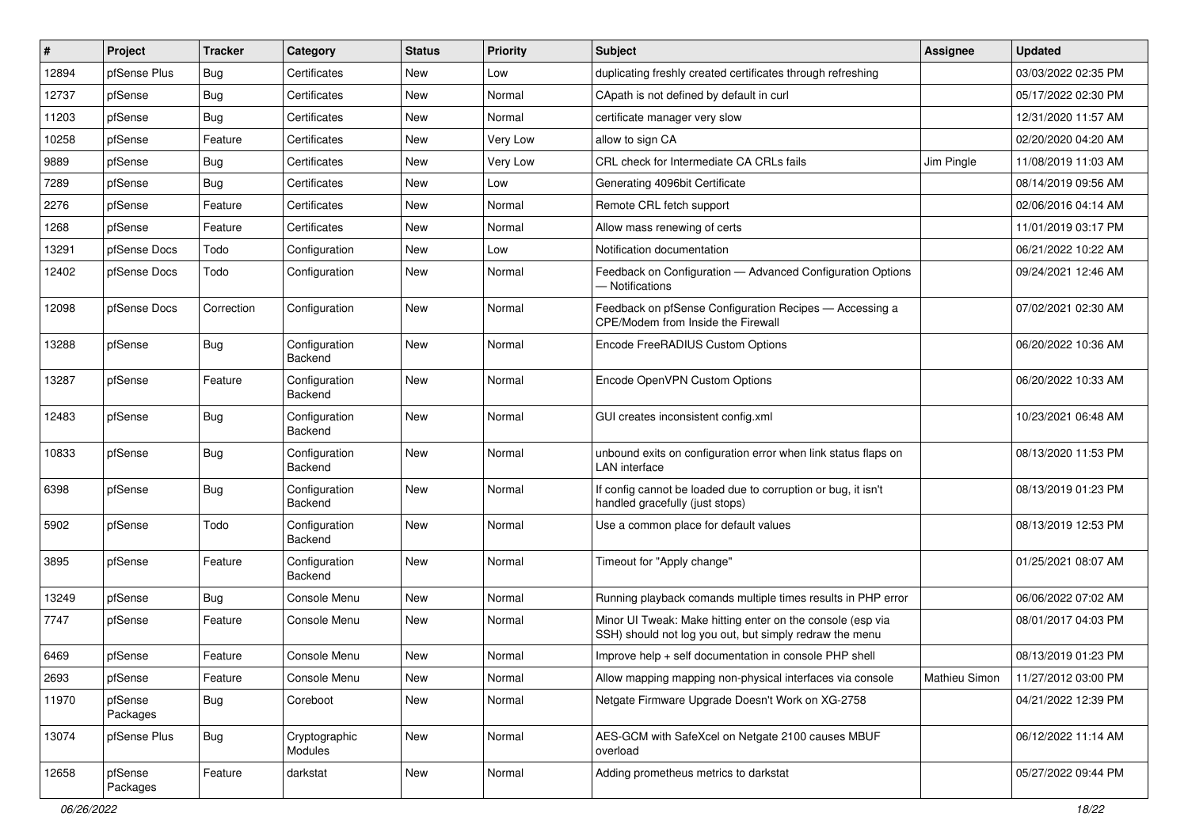| # | Project | Tracker | Category | Status | Priority | Subject | Assignee | Updated |
|---|---|---|---|---|---|---|---|---|
| 12894 | pfSense Plus | Bug | Certificates | New | Low | duplicating freshly created certificates through refreshing | | 03/03/2022 02:35 PM |
| 12737 | pfSense | Bug | Certificates | New | Normal | CApath is not defined by default in curl | | 05/17/2022 02:30 PM |
| 11203 | pfSense | Bug | Certificates | New | Normal | certificate manager very slow | | 12/31/2020 11:57 AM |
| 10258 | pfSense | Feature | Certificates | New | Very Low | allow to sign CA | | 02/20/2020 04:20 AM |
| 9889 | pfSense | Bug | Certificates | New | Very Low | CRL check for Intermediate CA CRLs fails | Jim Pingle | 11/08/2019 11:03 AM |
| 7289 | pfSense | Bug | Certificates | New | Low | Generating 4096bit Certificate | | 08/14/2019 09:56 AM |
| 2276 | pfSense | Feature | Certificates | New | Normal | Remote CRL fetch support | | 02/06/2016 04:14 AM |
| 1268 | pfSense | Feature | Certificates | New | Normal | Allow mass renewing of certs | | 11/01/2019 03:17 PM |
| 13291 | pfSense Docs | Todo | Configuration | New | Low | Notification documentation | | 06/21/2022 10:22 AM |
| 12402 | pfSense Docs | Todo | Configuration | New | Normal | Feedback on Configuration — Advanced Configuration Options — Notifications | | 09/24/2021 12:46 AM |
| 12098 | pfSense Docs | Correction | Configuration | New | Normal | Feedback on pfSense Configuration Recipes — Accessing a CPE/Modem from Inside the Firewall | | 07/02/2021 02:30 AM |
| 13288 | pfSense | Bug | Configuration Backend | New | Normal | Encode FreeRADIUS Custom Options | | 06/20/2022 10:36 AM |
| 13287 | pfSense | Feature | Configuration Backend | New | Normal | Encode OpenVPN Custom Options | | 06/20/2022 10:33 AM |
| 12483 | pfSense | Bug | Configuration Backend | New | Normal | GUI creates inconsistent config.xml | | 10/23/2021 06:48 AM |
| 10833 | pfSense | Bug | Configuration Backend | New | Normal | unbound exits on configuration error when link status flaps on LAN interface | | 08/13/2020 11:53 PM |
| 6398 | pfSense | Bug | Configuration Backend | New | Normal | If config cannot be loaded due to corruption or bug, it isn't handled gracefully (just stops) | | 08/13/2019 01:23 PM |
| 5902 | pfSense | Todo | Configuration Backend | New | Normal | Use a common place for default values | | 08/13/2019 12:53 PM |
| 3895 | pfSense | Feature | Configuration Backend | New | Normal | Timeout for "Apply change" | | 01/25/2021 08:07 AM |
| 13249 | pfSense | Bug | Console Menu | New | Normal | Running playback comands multiple times results in PHP error | | 06/06/2022 07:02 AM |
| 7747 | pfSense | Feature | Console Menu | New | Normal | Minor UI Tweak: Make hitting enter on the console (esp via SSH) should not log you out, but simply redraw the menu | | 08/01/2017 04:03 PM |
| 6469 | pfSense | Feature | Console Menu | New | Normal | Improve help + self documentation in console PHP shell | | 08/13/2019 01:23 PM |
| 2693 | pfSense | Feature | Console Menu | New | Normal | Allow mapping mapping non-physical interfaces via console | Mathieu Simon | 11/27/2012 03:00 PM |
| 11970 | pfSense Packages | Bug | Coreboot | New | Normal | Netgate Firmware Upgrade Doesn't Work on XG-2758 | | 04/21/2022 12:39 PM |
| 13074 | pfSense Plus | Bug | Cryptographic Modules | New | Normal | AES-GCM with SafeXcel on Netgate 2100 causes MBUF overload | | 06/12/2022 11:14 AM |
| 12658 | pfSense Packages | Feature | darkstat | New | Normal | Adding prometheus metrics to darkstat | | 05/27/2022 09:44 PM |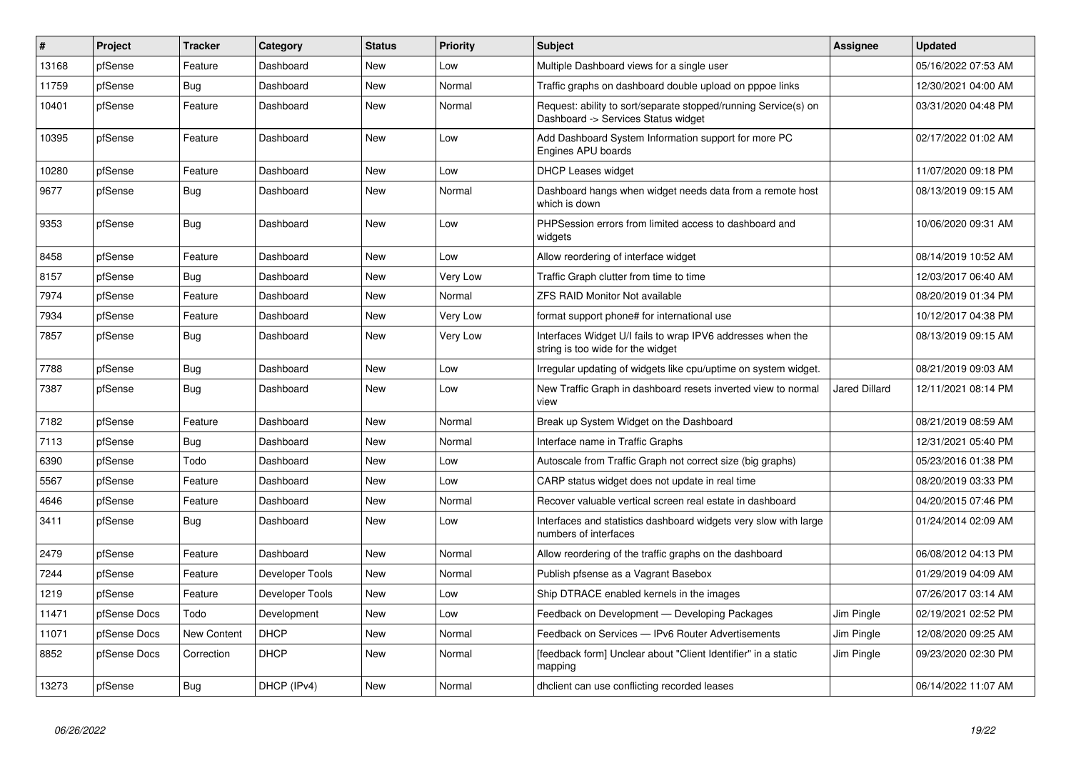| # | Project | Tracker | Category | Status | Priority | Subject | Assignee | Updated |
|---|---|---|---|---|---|---|---|---|
| 13168 | pfSense | Feature | Dashboard | New | Low | Multiple Dashboard views for a single user | | 05/16/2022 07:53 AM |
| 11759 | pfSense | Bug | Dashboard | New | Normal | Traffic graphs on dashboard double upload on pppoe links | | 12/30/2021 04:00 AM |
| 10401 | pfSense | Feature | Dashboard | New | Normal | Request: ability to sort/separate stopped/running Service(s) on Dashboard -> Services Status widget | | 03/31/2020 04:48 PM |
| 10395 | pfSense | Feature | Dashboard | New | Low | Add Dashboard System Information support for more PC Engines APU boards | | 02/17/2022 01:02 AM |
| 10280 | pfSense | Feature | Dashboard | New | Low | DHCP Leases widget | | 11/07/2020 09:18 PM |
| 9677 | pfSense | Bug | Dashboard | New | Normal | Dashboard hangs when widget needs data from a remote host which is down | | 08/13/2019 09:15 AM |
| 9353 | pfSense | Bug | Dashboard | New | Low | PHPSession errors from limited access to dashboard and widgets | | 10/06/2020 09:31 AM |
| 8458 | pfSense | Feature | Dashboard | New | Low | Allow reordering of interface widget | | 08/14/2019 10:52 AM |
| 8157 | pfSense | Bug | Dashboard | New | Very Low | Traffic Graph clutter from time to time | | 12/03/2017 06:40 AM |
| 7974 | pfSense | Feature | Dashboard | New | Normal | ZFS RAID Monitor Not available | | 08/20/2019 01:34 PM |
| 7934 | pfSense | Feature | Dashboard | New | Very Low | format support phone# for international use | | 10/12/2017 04:38 PM |
| 7857 | pfSense | Bug | Dashboard | New | Very Low | Interfaces Widget U/I fails to wrap IPV6 addresses when the string is too wide for the widget | | 08/13/2019 09:15 AM |
| 7788 | pfSense | Bug | Dashboard | New | Low | Irregular updating of widgets like cpu/uptime on system widget. | | 08/21/2019 09:03 AM |
| 7387 | pfSense | Bug | Dashboard | New | Low | New Traffic Graph in dashboard resets inverted view to normal view | Jared Dillard | 12/11/2021 08:14 PM |
| 7182 | pfSense | Feature | Dashboard | New | Normal | Break up System Widget on the Dashboard | | 08/21/2019 08:59 AM |
| 7113 | pfSense | Bug | Dashboard | New | Normal | Interface name in Traffic Graphs | | 12/31/2021 05:40 PM |
| 6390 | pfSense | Todo | Dashboard | New | Low | Autoscale from Traffic Graph not correct size (big graphs) | | 05/23/2016 01:38 PM |
| 5567 | pfSense | Feature | Dashboard | New | Low | CARP status widget does not update in real time | | 08/20/2019 03:33 PM |
| 4646 | pfSense | Feature | Dashboard | New | Normal | Recover valuable vertical screen real estate in dashboard | | 04/20/2015 07:46 PM |
| 3411 | pfSense | Bug | Dashboard | New | Low | Interfaces and statistics dashboard widgets very slow with large numbers of interfaces | | 01/24/2014 02:09 AM |
| 2479 | pfSense | Feature | Dashboard | New | Normal | Allow reordering of the traffic graphs on the dashboard | | 06/08/2012 04:13 PM |
| 7244 | pfSense | Feature | Developer Tools | New | Normal | Publish pfsense as a Vagrant Basebox | | 01/29/2019 04:09 AM |
| 1219 | pfSense | Feature | Developer Tools | New | Low | Ship DTRACE enabled kernels in the images | | 07/26/2017 03:14 AM |
| 11471 | pfSense Docs | Todo | Development | New | Low | Feedback on Development — Developing Packages | Jim Pingle | 02/19/2021 02:52 PM |
| 11071 | pfSense Docs | New Content | DHCP | New | Normal | Feedback on Services — IPv6 Router Advertisements | Jim Pingle | 12/08/2020 09:25 AM |
| 8852 | pfSense Docs | Correction | DHCP | New | Normal | [feedback form] Unclear about "Client Identifier" in a static mapping | Jim Pingle | 09/23/2020 02:30 PM |
| 13273 | pfSense | Bug | DHCP (IPv4) | New | Normal | dhclient can use conflicting recorded leases | | 06/14/2022 11:07 AM |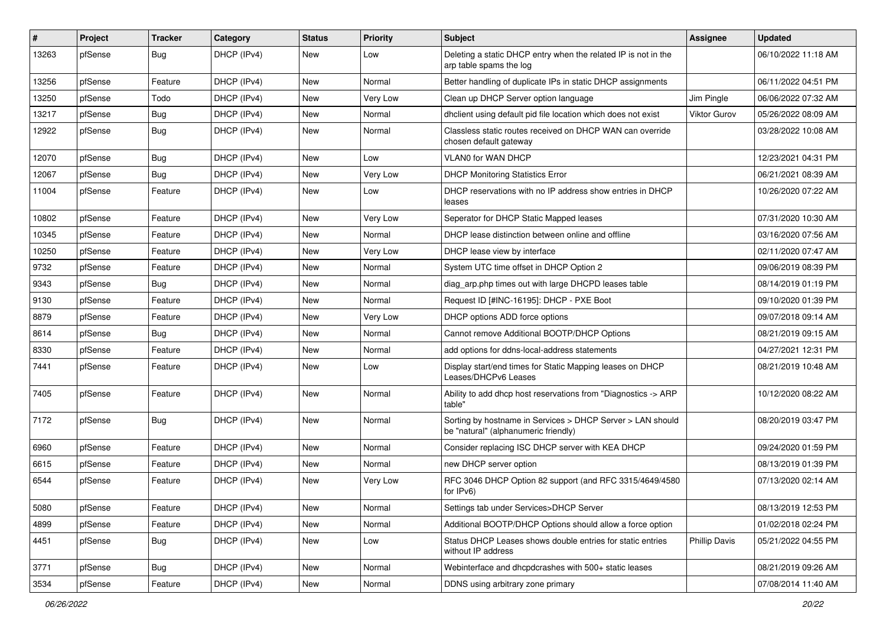| # | Project | Tracker | Category | Status | Priority | Subject | Assignee | Updated |
|---|---|---|---|---|---|---|---|---|
| 13263 | pfSense | Bug | DHCP (IPv4) | New | Low | Deleting a static DHCP entry when the related IP is not in the arp table spams the log | | 06/10/2022 11:18 AM |
| 13256 | pfSense | Feature | DHCP (IPv4) | New | Normal | Better handling of duplicate IPs in static DHCP assignments | | 06/11/2022 04:51 PM |
| 13250 | pfSense | Todo | DHCP (IPv4) | New | Very Low | Clean up DHCP Server option language | Jim Pingle | 06/06/2022 07:32 AM |
| 13217 | pfSense | Bug | DHCP (IPv4) | New | Normal | dhclient using default pid file location which does not exist | Viktor Gurov | 05/26/2022 08:09 AM |
| 12922 | pfSense | Bug | DHCP (IPv4) | New | Normal | Classless static routes received on DHCP WAN can override chosen default gateway | | 03/28/2022 10:08 AM |
| 12070 | pfSense | Bug | DHCP (IPv4) | New | Low | VLAN0 for WAN DHCP | | 12/23/2021 04:31 PM |
| 12067 | pfSense | Bug | DHCP (IPv4) | New | Very Low | DHCP Monitoring Statistics Error | | 06/21/2021 08:39 AM |
| 11004 | pfSense | Feature | DHCP (IPv4) | New | Low | DHCP reservations with no IP address show entries in DHCP leases | | 10/26/2020 07:22 AM |
| 10802 | pfSense | Feature | DHCP (IPv4) | New | Very Low | Seperator for DHCP Static Mapped leases | | 07/31/2020 10:30 AM |
| 10345 | pfSense | Feature | DHCP (IPv4) | New | Normal | DHCP lease distinction between online and offline | | 03/16/2020 07:56 AM |
| 10250 | pfSense | Feature | DHCP (IPv4) | New | Very Low | DHCP lease view by interface | | 02/11/2020 07:47 AM |
| 9732 | pfSense | Feature | DHCP (IPv4) | New | Normal | System UTC time offset in DHCP Option 2 | | 09/06/2019 08:39 PM |
| 9343 | pfSense | Bug | DHCP (IPv4) | New | Normal | diag_arp.php times out with large DHCPD leases table | | 08/14/2019 01:19 PM |
| 9130 | pfSense | Feature | DHCP (IPv4) | New | Normal | Request ID [#INC-16195]: DHCP - PXE Boot | | 09/10/2020 01:39 PM |
| 8879 | pfSense | Feature | DHCP (IPv4) | New | Very Low | DHCP options ADD force options | | 09/07/2018 09:14 AM |
| 8614 | pfSense | Bug | DHCP (IPv4) | New | Normal | Cannot remove Additional BOOTP/DHCP Options | | 08/21/2019 09:15 AM |
| 8330 | pfSense | Feature | DHCP (IPv4) | New | Normal | add options for ddns-local-address statements | | 04/27/2021 12:31 PM |
| 7441 | pfSense | Feature | DHCP (IPv4) | New | Low | Display start/end times for Static Mapping leases on DHCP Leases/DHCPv6 Leases | | 08/21/2019 10:48 AM |
| 7405 | pfSense | Feature | DHCP (IPv4) | New | Normal | Ability to add dhcp host reservations from "Diagnostics -> ARP table" | | 10/12/2020 08:22 AM |
| 7172 | pfSense | Bug | DHCP (IPv4) | New | Normal | Sorting by hostname in Services > DHCP Server > LAN should be "natural" (alphanumeric friendly) | | 08/20/2019 03:47 PM |
| 6960 | pfSense | Feature | DHCP (IPv4) | New | Normal | Consider replacing ISC DHCP server with KEA DHCP | | 09/24/2020 01:59 PM |
| 6615 | pfSense | Feature | DHCP (IPv4) | New | Normal | new DHCP server option | | 08/13/2019 01:39 PM |
| 6544 | pfSense | Feature | DHCP (IPv4) | New | Very Low | RFC 3046 DHCP Option 82 support (and RFC 3315/4649/4580 for IPv6) | | 07/13/2020 02:14 AM |
| 5080 | pfSense | Feature | DHCP (IPv4) | New | Normal | Settings tab under Services>DHCP Server | | 08/13/2019 12:53 PM |
| 4899 | pfSense | Feature | DHCP (IPv4) | New | Normal | Additional BOOTP/DHCP Options should allow a force option | | 01/02/2018 02:24 PM |
| 4451 | pfSense | Bug | DHCP (IPv4) | New | Low | Status DHCP Leases shows double entries for static entries without IP address | Phillip Davis | 05/21/2022 04:55 PM |
| 3771 | pfSense | Bug | DHCP (IPv4) | New | Normal | Webinterface and dhcpdcrashes with 500+ static leases | | 08/21/2019 09:26 AM |
| 3534 | pfSense | Feature | DHCP (IPv4) | New | Normal | DDNS using arbitrary zone primary | | 07/08/2014 11:40 AM |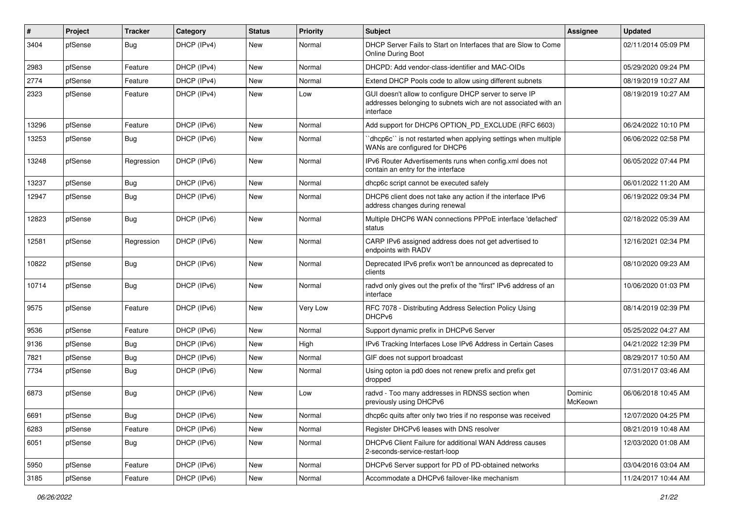| # | Project | Tracker | Category | Status | Priority | Subject | Assignee | Updated |
|---|---|---|---|---|---|---|---|---|
| 3404 | pfSense | Bug | DHCP (IPv4) | New | Normal | DHCP Server Fails to Start on Interfaces that are Slow to Come Online During Boot | | 02/11/2014 05:09 PM |
| 2983 | pfSense | Feature | DHCP (IPv4) | New | Normal | DHCPD: Add vendor-class-identifier and MAC-OIDs | | 05/29/2020 09:24 PM |
| 2774 | pfSense | Feature | DHCP (IPv4) | New | Normal | Extend DHCP Pools code to allow using different subnets | | 08/19/2019 10:27 AM |
| 2323 | pfSense | Feature | DHCP (IPv4) | New | Low | GUI doesn't allow to configure DHCP server to serve IP addresses belonging to subnets wich are not associated with an interface | | 08/19/2019 10:27 AM |
| 13296 | pfSense | Feature | DHCP (IPv6) | New | Normal | Add support for DHCP6 OPTION_PD_EXCLUDE (RFC 6603) | | 06/24/2022 10:10 PM |
| 13253 | pfSense | Bug | DHCP (IPv6) | New | Normal | ``dhcp6c`` is not restarted when applying settings when multiple WANs are configured for DHCP6 | | 06/06/2022 02:58 PM |
| 13248 | pfSense | Regression | DHCP (IPv6) | New | Normal | IPv6 Router Advertisements runs when config.xml does not contain an entry for the interface | | 06/05/2022 07:44 PM |
| 13237 | pfSense | Bug | DHCP (IPv6) | New | Normal | dhcp6c script cannot be executed safely | | 06/01/2022 11:20 AM |
| 12947 | pfSense | Bug | DHCP (IPv6) | New | Normal | DHCP6 client does not take any action if the interface IPv6 address changes during renewal | | 06/19/2022 09:34 PM |
| 12823 | pfSense | Bug | DHCP (IPv6) | New | Normal | Multiple DHCP6 WAN connections PPPoE interface 'defached' status | | 02/18/2022 05:39 AM |
| 12581 | pfSense | Regression | DHCP (IPv6) | New | Normal | CARP IPv6 assigned address does not get advertised to endpoints with RADV | | 12/16/2021 02:34 PM |
| 10822 | pfSense | Bug | DHCP (IPv6) | New | Normal | Deprecated IPv6 prefix won't be announced as deprecated to clients | | 08/10/2020 09:23 AM |
| 10714 | pfSense | Bug | DHCP (IPv6) | New | Normal | radvd only gives out the prefix of the "first" IPv6 address of an interface | | 10/06/2020 01:03 PM |
| 9575 | pfSense | Feature | DHCP (IPv6) | New | Very Low | RFC 7078 - Distributing Address Selection Policy Using DHCPv6 | | 08/14/2019 02:39 PM |
| 9536 | pfSense | Feature | DHCP (IPv6) | New | Normal | Support dynamic prefix in DHCPv6 Server | | 05/25/2022 04:27 AM |
| 9136 | pfSense | Bug | DHCP (IPv6) | New | High | IPv6 Tracking Interfaces Lose IPv6 Address in Certain Cases | | 04/21/2022 12:39 PM |
| 7821 | pfSense | Bug | DHCP (IPv6) | New | Normal | GIF does not support broadcast | | 08/29/2017 10:50 AM |
| 7734 | pfSense | Bug | DHCP (IPv6) | New | Normal | Using opton ia pd0 does not renew prefix and prefix get dropped | | 07/31/2017 03:46 AM |
| 6873 | pfSense | Bug | DHCP (IPv6) | New | Low | radvd - Too many addresses in RDNSS section when previously using DHCPv6 | Dominic McKeown | 06/06/2018 10:45 AM |
| 6691 | pfSense | Bug | DHCP (IPv6) | New | Normal | dhcp6c quits after only two tries if no response was received | | 12/07/2020 04:25 PM |
| 6283 | pfSense | Feature | DHCP (IPv6) | New | Normal | Register DHCPv6 leases with DNS resolver | | 08/21/2019 10:48 AM |
| 6051 | pfSense | Bug | DHCP (IPv6) | New | Normal | DHCPv6 Client Failure for additional WAN Address causes 2-seconds-service-restart-loop | | 12/03/2020 01:08 AM |
| 5950 | pfSense | Feature | DHCP (IPv6) | New | Normal | DHCPv6 Server support for PD of PD-obtained networks | | 03/04/2016 03:04 AM |
| 3185 | pfSense | Feature | DHCP (IPv6) | New | Normal | Accommodate a DHCPv6 failover-like mechanism | | 11/24/2017 10:44 AM |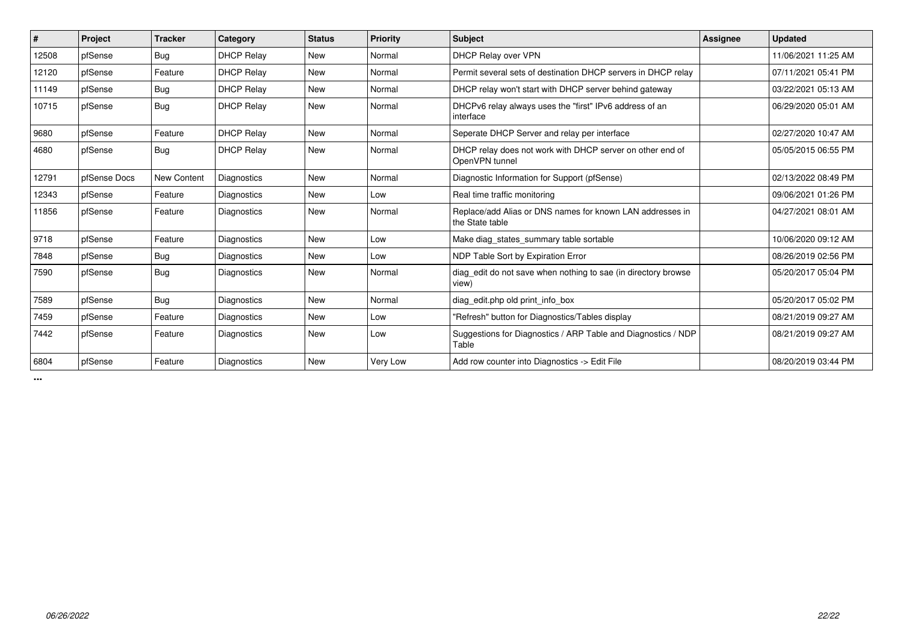| # | Project | Tracker | Category | Status | Priority | Subject | Assignee | Updated |
|---|---|---|---|---|---|---|---|---|
| 12508 | pfSense | Bug | DHCP Relay | New | Normal | DHCP Relay over VPN | | 11/06/2021 11:25 AM |
| 12120 | pfSense | Feature | DHCP Relay | New | Normal | Permit several sets of destination DHCP servers in DHCP relay | | 07/11/2021 05:41 PM |
| 11149 | pfSense | Bug | DHCP Relay | New | Normal | DHCP relay won't start with DHCP server behind gateway | | 03/22/2021 05:13 AM |
| 10715 | pfSense | Bug | DHCP Relay | New | Normal | DHCPv6 relay always uses the "first" IPv6 address of an interface | | 06/29/2020 05:01 AM |
| 9680 | pfSense | Feature | DHCP Relay | New | Normal | Seperate DHCP Server and relay per interface | | 02/27/2020 10:47 AM |
| 4680 | pfSense | Bug | DHCP Relay | New | Normal | DHCP relay does not work with DHCP server on other end of OpenVPN tunnel | | 05/05/2015 06:55 PM |
| 12791 | pfSense Docs | New Content | Diagnostics | New | Normal | Diagnostic Information for Support (pfSense) | | 02/13/2022 08:49 PM |
| 12343 | pfSense | Feature | Diagnostics | New | Low | Real time traffic monitoring | | 09/06/2021 01:26 PM |
| 11856 | pfSense | Feature | Diagnostics | New | Normal | Replace/add Alias or DNS names for known LAN addresses in the State table | | 04/27/2021 08:01 AM |
| 9718 | pfSense | Feature | Diagnostics | New | Low | Make diag_states_summary table sortable | | 10/06/2020 09:12 AM |
| 7848 | pfSense | Bug | Diagnostics | New | Low | NDP Table Sort by Expiration Error | | 08/26/2019 02:56 PM |
| 7590 | pfSense | Bug | Diagnostics | New | Normal | diag_edit do not save when nothing to sae (in directory browse view) | | 05/20/2017 05:04 PM |
| 7589 | pfSense | Bug | Diagnostics | New | Normal | diag_edit.php old print_info_box | | 05/20/2017 05:02 PM |
| 7459 | pfSense | Feature | Diagnostics | New | Low | "Refresh" button for Diagnostics/Tables display | | 08/21/2019 09:27 AM |
| 7442 | pfSense | Feature | Diagnostics | New | Low | Suggestions for Diagnostics / ARP Table and Diagnostics / NDP Table | | 08/21/2019 09:27 AM |
| 6804 | pfSense | Feature | Diagnostics | New | Very Low | Add row counter into Diagnostics -> Edit File | | 08/20/2019 03:44 PM |

...